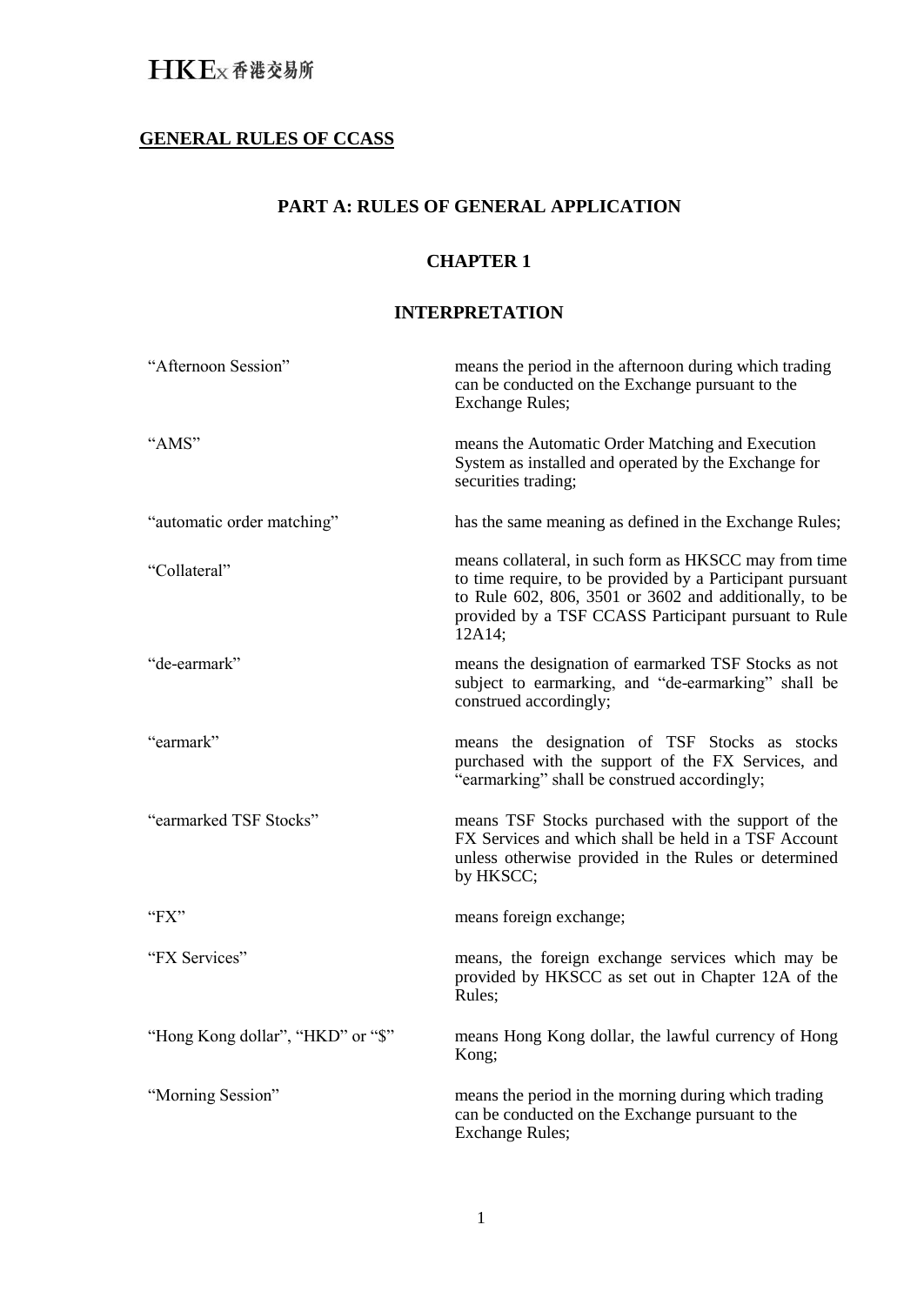## GENERAL RULES OF CCASS

### PART A: RULES OF GENERAL APPLICATION

### CHAPTER 1

### INTERPRETATION

| | |
|---|---|
| "Afternoon Session" | means the period in the afternoon during which trading can be conducted on the Exchange pursuant to the Exchange Rules; |
| "AMS" | means the Automatic Order Matching and Execution System as installed and operated by the Exchange for securities trading; |
| "automatic order matching" | has the same meaning as defined in the Exchange Rules; |
| "Collateral" | means collateral, in such form as HKSCC may from time to time require, to be provided by a Participant pursuant to Rule 602, 806, 3501 or 3602 and additionally, to be provided by a TSF CCASS Participant pursuant to Rule 12A14; |
| "de-earmark" | means the designation of earmarked TSF Stocks as not subject to earmarking, and "de-earmarking" shall be construed accordingly; |
| "earmark" | means the designation of TSF Stocks as stocks purchased with the support of the FX Services, and "earmarking" shall be construed accordingly; |
| "earmarked TSF Stocks" | means TSF Stocks purchased with the support of the FX Services and which shall be held in a TSF Account unless otherwise provided in the Rules or determined by HKSCC; |
| "FX" | means foreign exchange; |
| "FX Services" | means, the foreign exchange services which may be provided by HKSCC as set out in Chapter 12A of the Rules; |
| "Hong Kong dollar", "HKD" or "$" | means Hong Kong dollar, the lawful currency of Hong Kong; |
| "Morning Session" | means the period in the morning during which trading can be conducted on the Exchange pursuant to the Exchange Rules; |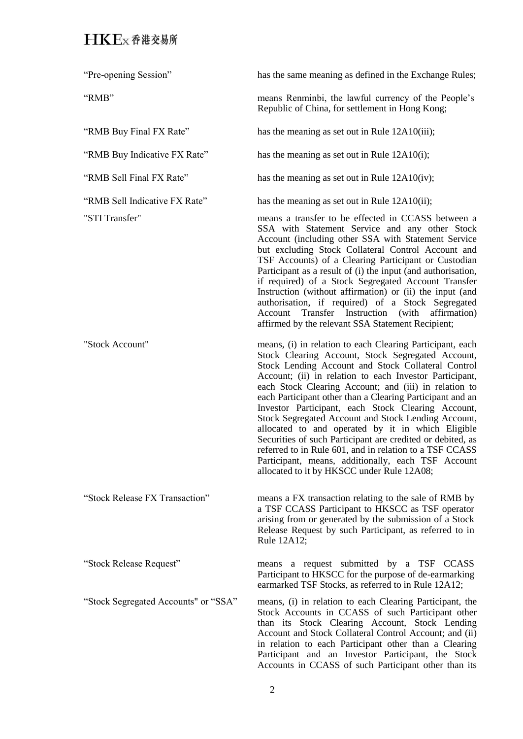| | |
|---|---|
| “Pre-opening Session” | has the same meaning as defined in the Exchange Rules; |
| “RMB” | means Renminbi, the lawful currency of the People’s Republic of China, for settlement in Hong Kong; |
| “RMB Buy Final FX Rate” | has the meaning as set out in Rule 12A10(iii); |
| “RMB Buy Indicative FX Rate” | has the meaning as set out in Rule 12A10(i); |
| “RMB Sell Final FX Rate” | has the meaning as set out in Rule 12A10(iv); |
| “RMB Sell Indicative FX Rate” | has the meaning as set out in Rule 12A10(ii); |
| "STI Transfer" | means a transfer to be effected in CCASS between a SSA with Statement Service and any other Stock Account (including other SSA with Statement Service but excluding Stock Collateral Control Account and TSF Accounts) of a Clearing Participant or Custodian Participant as a result of (i) the input (and authorisation, if required) of a Stock Segregated Account Transfer Instruction (without affirmation) or (ii) the input (and authorisation, if required) of a Stock Segregated Account Transfer Instruction (with affirmation) affirmed by the relevant SSA Statement Recipient; |
| "Stock Account" | means, (i) in relation to each Clearing Participant, each Stock Clearing Account, Stock Segregated Account, Stock Lending Account and Stock Collateral Control Account; (ii) in relation to each Investor Participant, each Stock Clearing Account; and (iii) in relation to each Participant other than a Clearing Participant and an Investor Participant, each Stock Clearing Account, Stock Segregated Account and Stock Lending Account, allocated to and operated by it in which Eligible Securities of such Participant are credited or debited, as referred to in Rule 601, and in relation to a TSF CCASS Participant, means, additionally, each TSF Account allocated to it by HKSCC under Rule 12A08; |
| “Stock Release FX Transaction” | means a FX transaction relating to the sale of RMB by a TSF CCASS Participant to HKSCC as TSF operator arising from or generated by the submission of a Stock Release Request by such Participant, as referred to in Rule 12A12; |
| “Stock Release Request” | means a request submitted by a TSF CCASS Participant to HKSCC for the purpose of de-earmarking earmarked TSF Stocks, as referred to in Rule 12A12; |
| “Stock Segregated Accounts" or “SSA” | means, (i) in relation to each Clearing Participant, the Stock Accounts in CCASS of such Participant other than its Stock Clearing Account, Stock Lending Account and Stock Collateral Control Account; and (ii) in relation to each Participant other than a Clearing Participant and an Investor Participant, the Stock Accounts in CCASS of such Participant other than its |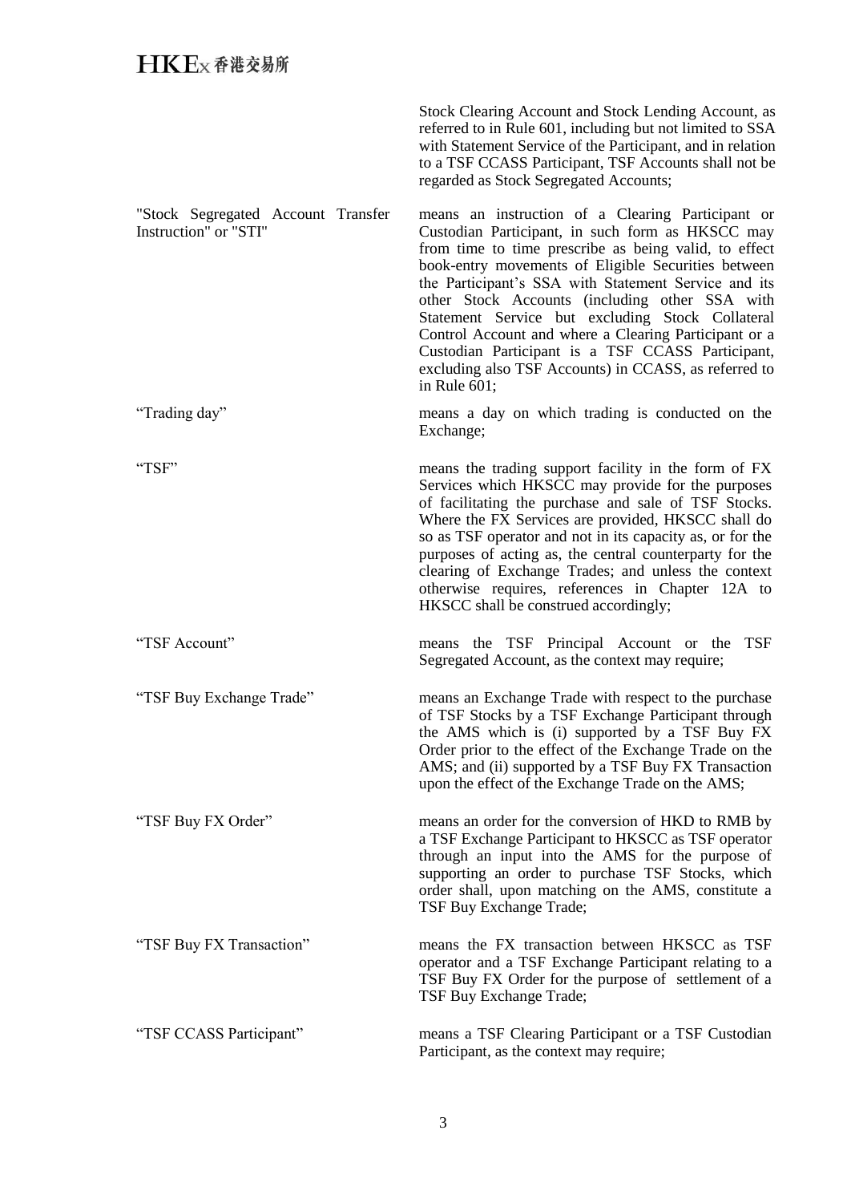| | |
|---|---|
| | Stock Clearing Account and Stock Lending Account, as referred to in Rule 601, including but not limited to SSA with Statement Service of the Participant, and in relation to a TSF CCASS Participant, TSF Accounts shall not be regarded as Stock Segregated Accounts; |
| "Stock Segregated Account Transfer Instruction" or "STI" | means an instruction of a Clearing Participant or Custodian Participant, in such form as HKSCC may from time to time prescribe as being valid, to effect book-entry movements of Eligible Securities between the Participant's SSA with Statement Service and its other Stock Accounts (including other SSA with Statement Service but excluding Stock Collateral Control Account and where a Clearing Participant or a Custodian Participant is a TSF CCASS Participant, excluding also TSF Accounts) in CCASS, as referred to in Rule 601; |
| "Trading day" | means a day on which trading is conducted on the Exchange; |
| "TSF" | means the trading support facility in the form of FX Services which HKSCC may provide for the purposes of facilitating the purchase and sale of TSF Stocks. Where the FX Services are provided, HKSCC shall do so as TSF operator and not in its capacity as, or for the purposes of acting as, the central counterparty for the clearing of Exchange Trades; and unless the context otherwise requires, references in Chapter 12A to HKSCC shall be construed accordingly; |
| "TSF Account" | means the TSF Principal Account or the TSF Segregated Account, as the context may require; |
| "TSF Buy Exchange Trade" | means an Exchange Trade with respect to the purchase of TSF Stocks by a TSF Exchange Participant through the AMS which is (i) supported by a TSF Buy FX Order prior to the effect of the Exchange Trade on the AMS; and (ii) supported by a TSF Buy FX Transaction upon the effect of the Exchange Trade on the AMS; |
| "TSF Buy FX Order" | means an order for the conversion of HKD to RMB by a TSF Exchange Participant to HKSCC as TSF operator through an input into the AMS for the purpose of supporting an order to purchase TSF Stocks, which order shall, upon matching on the AMS, constitute a TSF Buy Exchange Trade; |
| "TSF Buy FX Transaction" | means the FX transaction between HKSCC as TSF operator and a TSF Exchange Participant relating to a TSF Buy FX Order for the purpose of settlement of a TSF Buy Exchange Trade; |
| "TSF CCASS Participant" | means a TSF Clearing Participant or a TSF Custodian Participant, as the context may require; |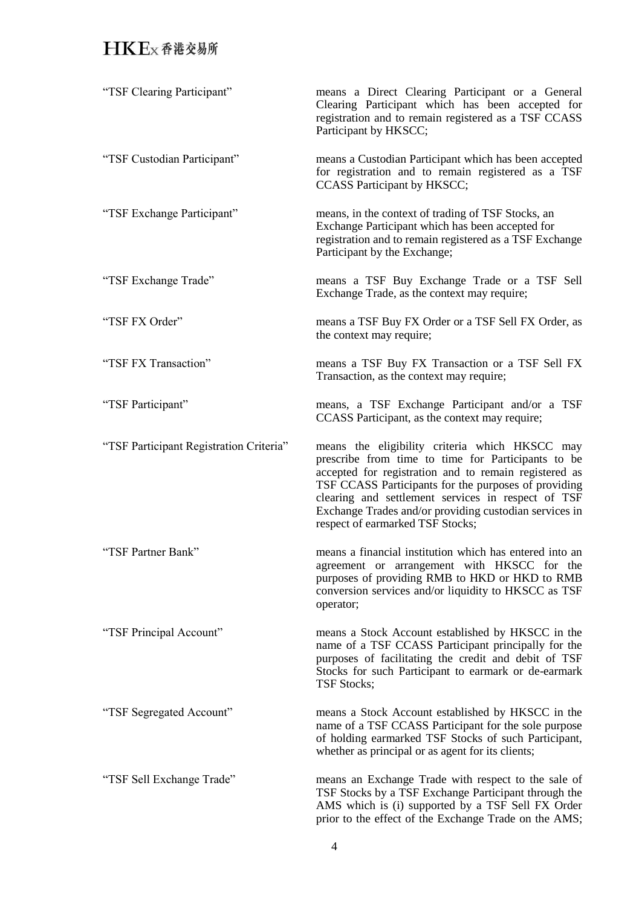| | |
|---|---|
| "TSF Clearing Participant" | means a Direct Clearing Participant or a General Clearing Participant which has been accepted for registration and to remain registered as a TSF CCASS Participant by HKSCC; |
| "TSF Custodian Participant" | means a Custodian Participant which has been accepted for registration and to remain registered as a TSF CCASS Participant by HKSCC; |
| "TSF Exchange Participant" | means, in the context of trading of TSF Stocks, an Exchange Participant which has been accepted for registration and to remain registered as a TSF Exchange Participant by the Exchange; |
| "TSF Exchange Trade" | means a TSF Buy Exchange Trade or a TSF Sell Exchange Trade, as the context may require; |
| "TSF FX Order" | means a TSF Buy FX Order or a TSF Sell FX Order, as the context may require; |
| "TSF FX Transaction" | means a TSF Buy FX Transaction or a TSF Sell FX Transaction, as the context may require; |
| "TSF Participant" | means, a TSF Exchange Participant and/or a TSF CCASS Participant, as the context may require; |
| "TSF Participant Registration Criteria" | means the eligibility criteria which HKSCC may prescribe from time to time for Participants to be accepted for registration and to remain registered as TSF CCASS Participants for the purposes of providing clearing and settlement services in respect of TSF Exchange Trades and/or providing custodian services in respect of earmarked TSF Stocks; |
| "TSF Partner Bank" | means a financial institution which has entered into an agreement or arrangement with HKSCC for the purposes of providing RMB to HKD or HKD to RMB conversion services and/or liquidity to HKSCC as TSF operator; |
| "TSF Principal Account" | means a Stock Account established by HKSCC in the name of a TSF CCASS Participant principally for the purposes of facilitating the credit and debit of TSF Stocks for such Participant to earmark or de-earmark TSF Stocks; |
| "TSF Segregated Account" | means a Stock Account established by HKSCC in the name of a TSF CCASS Participant for the sole purpose of holding earmarked TSF Stocks of such Participant, whether as principal or as agent for its clients; |
| "TSF Sell Exchange Trade" | means an Exchange Trade with respect to the sale of TSF Stocks by a TSF Exchange Participant through the AMS which is (i) supported by a TSF Sell FX Order prior to the effect of the Exchange Trade on the AMS; |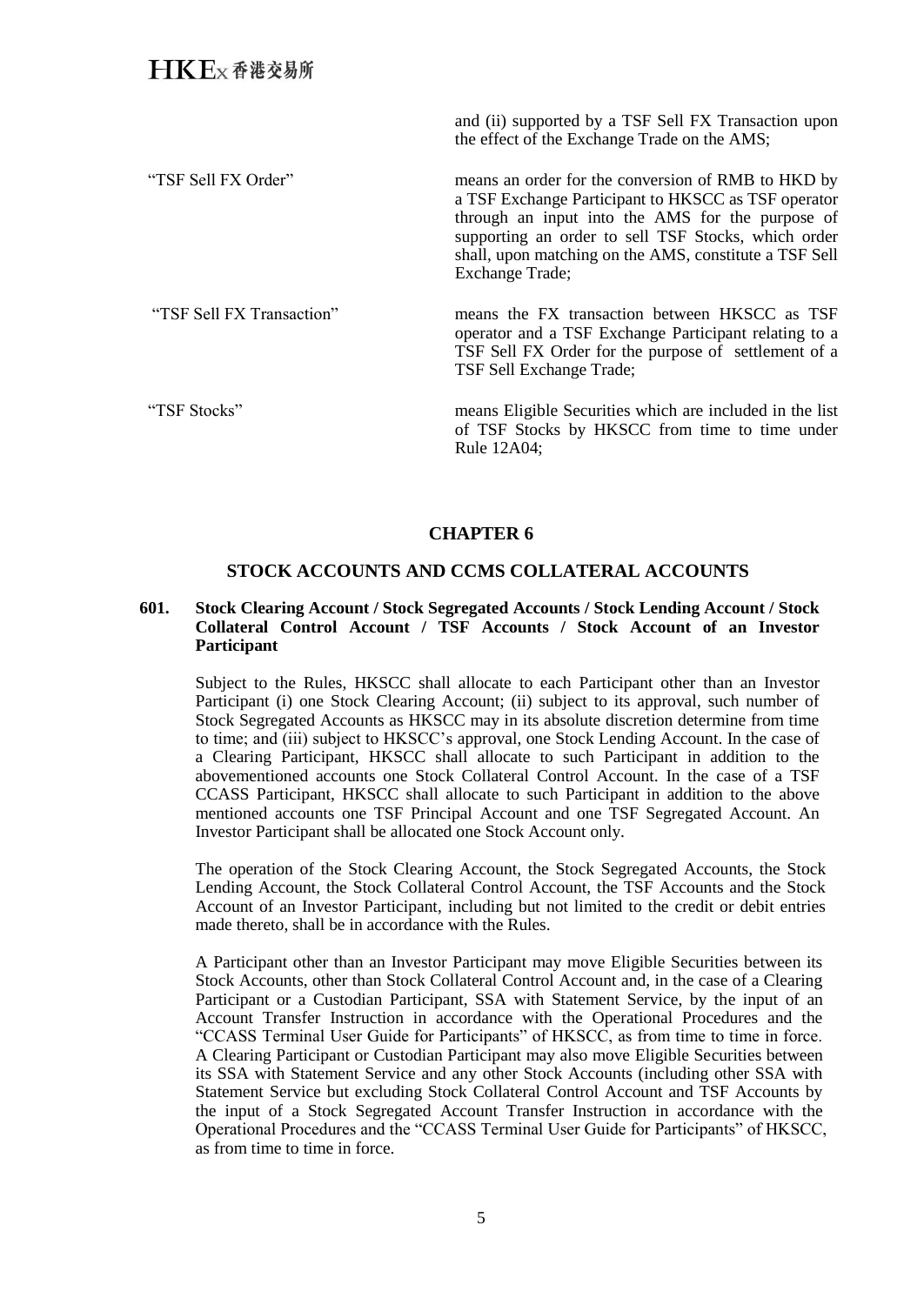| | |
|---|---|
| | and (ii) supported by a TSF Sell FX Transaction upon the effect of the Exchange Trade on the AMS; |
| "TSF Sell FX Order" | means an order for the conversion of RMB to HKD by a TSF Exchange Participant to HKSCC as TSF operator through an input into the AMS for the purpose of supporting an order to sell TSF Stocks, which order shall, upon matching on the AMS, constitute a TSF Sell Exchange Trade; |
| "TSF Sell FX Transaction" | means the FX transaction between HKSCC as TSF operator and a TSF Exchange Participant relating to a TSF Sell FX Order for the purpose of settlement of a TSF Sell Exchange Trade; |
| "TSF Stocks" | means Eligible Securities which are included in the list of TSF Stocks by HKSCC from time to time under Rule 12A04; |

## CHAPTER 6

## STOCK ACCOUNTS AND CCMS COLLATERAL ACCOUNTS

### 601. Stock Clearing Account / Stock Segregated Accounts / Stock Lending Account / Stock Collateral Control Account / TSF Accounts / Stock Account of an Investor Participant

Subject to the Rules, HKSCC shall allocate to each Participant other than an Investor Participant (i) one Stock Clearing Account; (ii) subject to its approval, such number of Stock Segregated Accounts as HKSCC may in its absolute discretion determine from time to time; and (iii) subject to HKSCC's approval, one Stock Lending Account. In the case of a Clearing Participant, HKSCC shall allocate to such Participant in addition to the abovementioned accounts one Stock Collateral Control Account. In the case of a TSF CCASS Participant, HKSCC shall allocate to such Participant in addition to the above mentioned accounts one TSF Principal Account and one TSF Segregated Account. An Investor Participant shall be allocated one Stock Account only.

The operation of the Stock Clearing Account, the Stock Segregated Accounts, the Stock Lending Account, the Stock Collateral Control Account, the TSF Accounts and the Stock Account of an Investor Participant, including but not limited to the credit or debit entries made thereto, shall be in accordance with the Rules.

A Participant other than an Investor Participant may move Eligible Securities between its Stock Accounts, other than Stock Collateral Control Account and, in the case of a Clearing Participant or a Custodian Participant, SSA with Statement Service, by the input of an Account Transfer Instruction in accordance with the Operational Procedures and the "CCASS Terminal User Guide for Participants" of HKSCC, as from time to time in force. A Clearing Participant or Custodian Participant may also move Eligible Securities between its SSA with Statement Service and any other Stock Accounts (including other SSA with Statement Service but excluding Stock Collateral Control Account and TSF Accounts by the input of a Stock Segregated Account Transfer Instruction in accordance with the Operational Procedures and the "CCASS Terminal User Guide for Participants" of HKSCC, as from time to time in force.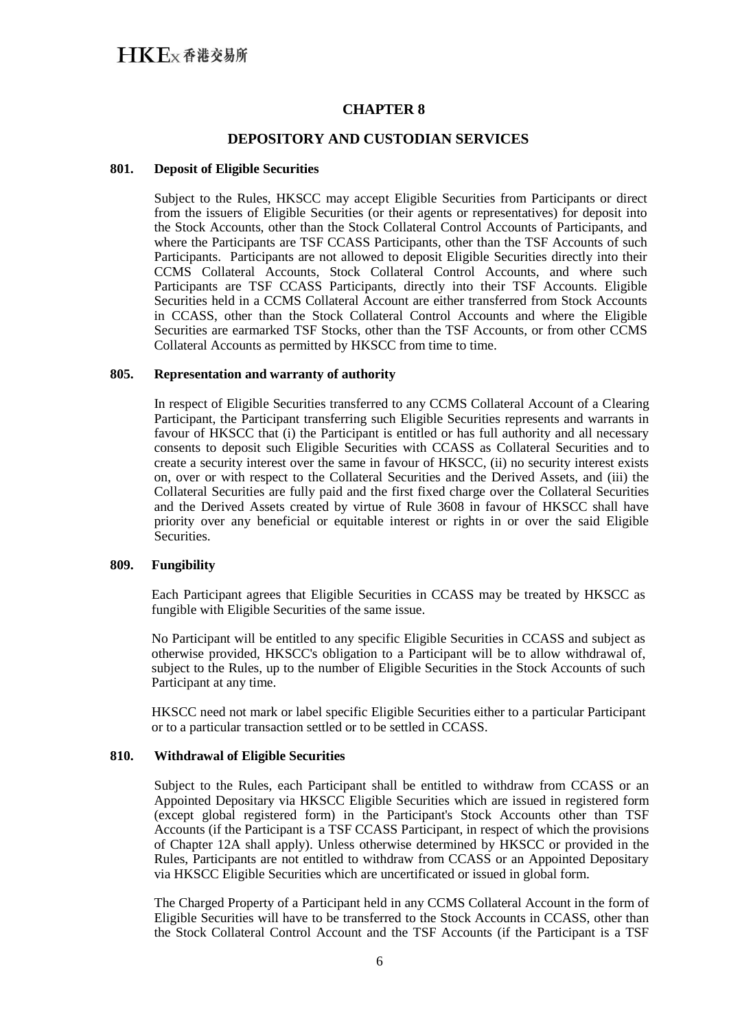# CHAPTER 8

## DEPOSITORY AND CUSTODIAN SERVICES

### 801. Deposit of Eligible Securities

Subject to the Rules, HKSCC may accept Eligible Securities from Participants or direct from the issuers of Eligible Securities (or their agents or representatives) for deposit into the Stock Accounts, other than the Stock Collateral Control Accounts of Participants, and where the Participants are TSF CCASS Participants, other than the TSF Accounts of such Participants. Participants are not allowed to deposit Eligible Securities directly into their CCMS Collateral Accounts, Stock Collateral Control Accounts, and where such Participants are TSF CCASS Participants, directly into their TSF Accounts. Eligible Securities held in a CCMS Collateral Account are either transferred from Stock Accounts in CCASS, other than the Stock Collateral Control Accounts and where the Eligible Securities are earmarked TSF Stocks, other than the TSF Accounts, or from other CCMS Collateral Accounts as permitted by HKSCC from time to time.

### 805. Representation and warranty of authority

In respect of Eligible Securities transferred to any CCMS Collateral Account of a Clearing Participant, the Participant transferring such Eligible Securities represents and warrants in favour of HKSCC that (i) the Participant is entitled or has full authority and all necessary consents to deposit such Eligible Securities with CCASS as Collateral Securities and to create a security interest over the same in favour of HKSCC, (ii) no security interest exists on, over or with respect to the Collateral Securities and the Derived Assets, and (iii) the Collateral Securities are fully paid and the first fixed charge over the Collateral Securities and the Derived Assets created by virtue of Rule 3608 in favour of HKSCC shall have priority over any beneficial or equitable interest or rights in or over the said Eligible Securities.

### 809. Fungibility

Each Participant agrees that Eligible Securities in CCASS may be treated by HKSCC as fungible with Eligible Securities of the same issue.

No Participant will be entitled to any specific Eligible Securities in CCASS and subject as otherwise provided, HKSCC's obligation to a Participant will be to allow withdrawal of, subject to the Rules, up to the number of Eligible Securities in the Stock Accounts of such Participant at any time.

HKSCC need not mark or label specific Eligible Securities either to a particular Participant or to a particular transaction settled or to be settled in CCASS.

### 810. Withdrawal of Eligible Securities

Subject to the Rules, each Participant shall be entitled to withdraw from CCASS or an Appointed Depositary via HKSCC Eligible Securities which are issued in registered form (except global registered form) in the Participant's Stock Accounts other than TSF Accounts (if the Participant is a TSF CCASS Participant, in respect of which the provisions of Chapter 12A shall apply). Unless otherwise determined by HKSCC or provided in the Rules, Participants are not entitled to withdraw from CCASS or an Appointed Depositary via HKSCC Eligible Securities which are uncertificated or issued in global form.

The Charged Property of a Participant held in any CCMS Collateral Account in the form of Eligible Securities will have to be transferred to the Stock Accounts in CCASS, other than the Stock Collateral Control Account and the TSF Accounts (if the Participant is a TSF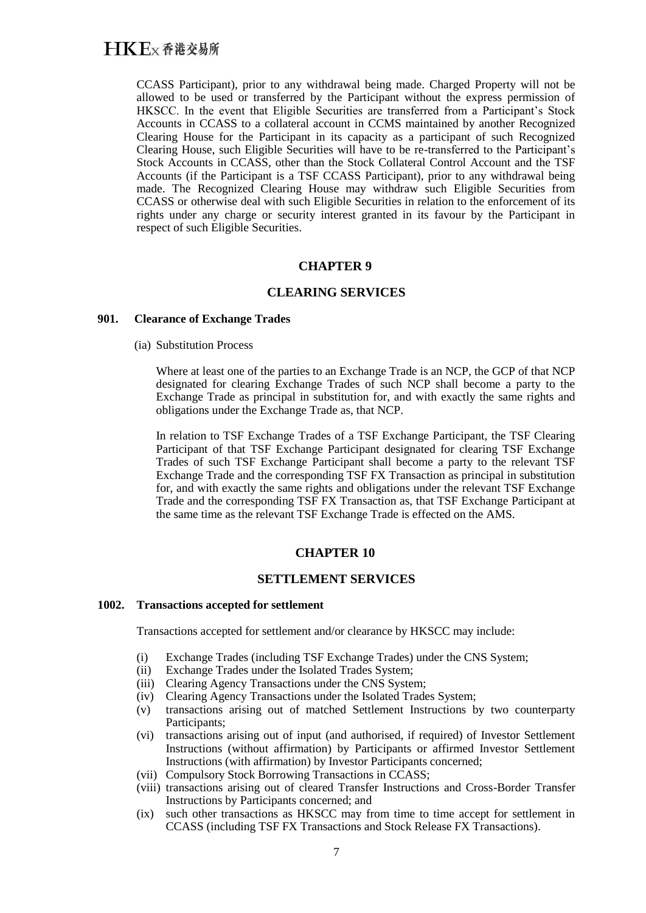CCASS Participant), prior to any withdrawal being made. Charged Property will not be allowed to be used or transferred by the Participant without the express permission of HKSCC. In the event that Eligible Securities are transferred from a Participant's Stock Accounts in CCASS to a collateral account in CCMS maintained by another Recognized Clearing House for the Participant in its capacity as a participant of such Recognized Clearing House, such Eligible Securities will have to be re-transferred to the Participant's Stock Accounts in CCASS, other than the Stock Collateral Control Account and the TSF Accounts (if the Participant is a TSF CCASS Participant), prior to any withdrawal being made. The Recognized Clearing House may withdraw such Eligible Securities from CCASS or otherwise deal with such Eligible Securities in relation to the enforcement of its rights under any charge or security interest granted in its favour by the Participant in respect of such Eligible Securities.

## CHAPTER 9

## CLEARING SERVICES

### 901. Clearance of Exchange Trades

(ia) Substitution Process

Where at least one of the parties to an Exchange Trade is an NCP, the GCP of that NCP designated for clearing Exchange Trades of such NCP shall become a party to the Exchange Trade as principal in substitution for, and with exactly the same rights and obligations under the Exchange Trade as, that NCP.

In relation to TSF Exchange Trades of a TSF Exchange Participant, the TSF Clearing Participant of that TSF Exchange Participant designated for clearing TSF Exchange Trades of such TSF Exchange Participant shall become a party to the relevant TSF Exchange Trade and the corresponding TSF FX Transaction as principal in substitution for, and with exactly the same rights and obligations under the relevant TSF Exchange Trade and the corresponding TSF FX Transaction as, that TSF Exchange Participant at the same time as the relevant TSF Exchange Trade is effected on the AMS.

## CHAPTER 10

## SETTLEMENT SERVICES

### 1002. Transactions accepted for settlement

Transactions accepted for settlement and/or clearance by HKSCC may include:

(i) Exchange Trades (including TSF Exchange Trades) under the CNS System;
(ii) Exchange Trades under the Isolated Trades System;
(iii) Clearing Agency Transactions under the CNS System;
(iv) Clearing Agency Transactions under the Isolated Trades System;
(v) transactions arising out of matched Settlement Instructions by two counterparty Participants;
(vi) transactions arising out of input (and authorised, if required) of Investor Settlement Instructions (without affirmation) by Participants or affirmed Investor Settlement Instructions (with affirmation) by Investor Participants concerned;
(vii) Compulsory Stock Borrowing Transactions in CCASS;
(viii) transactions arising out of cleared Transfer Instructions and Cross-Border Transfer Instructions by Participants concerned; and
(ix) such other transactions as HKSCC may from time to time accept for settlement in CCASS (including TSF FX Transactions and Stock Release FX Transactions).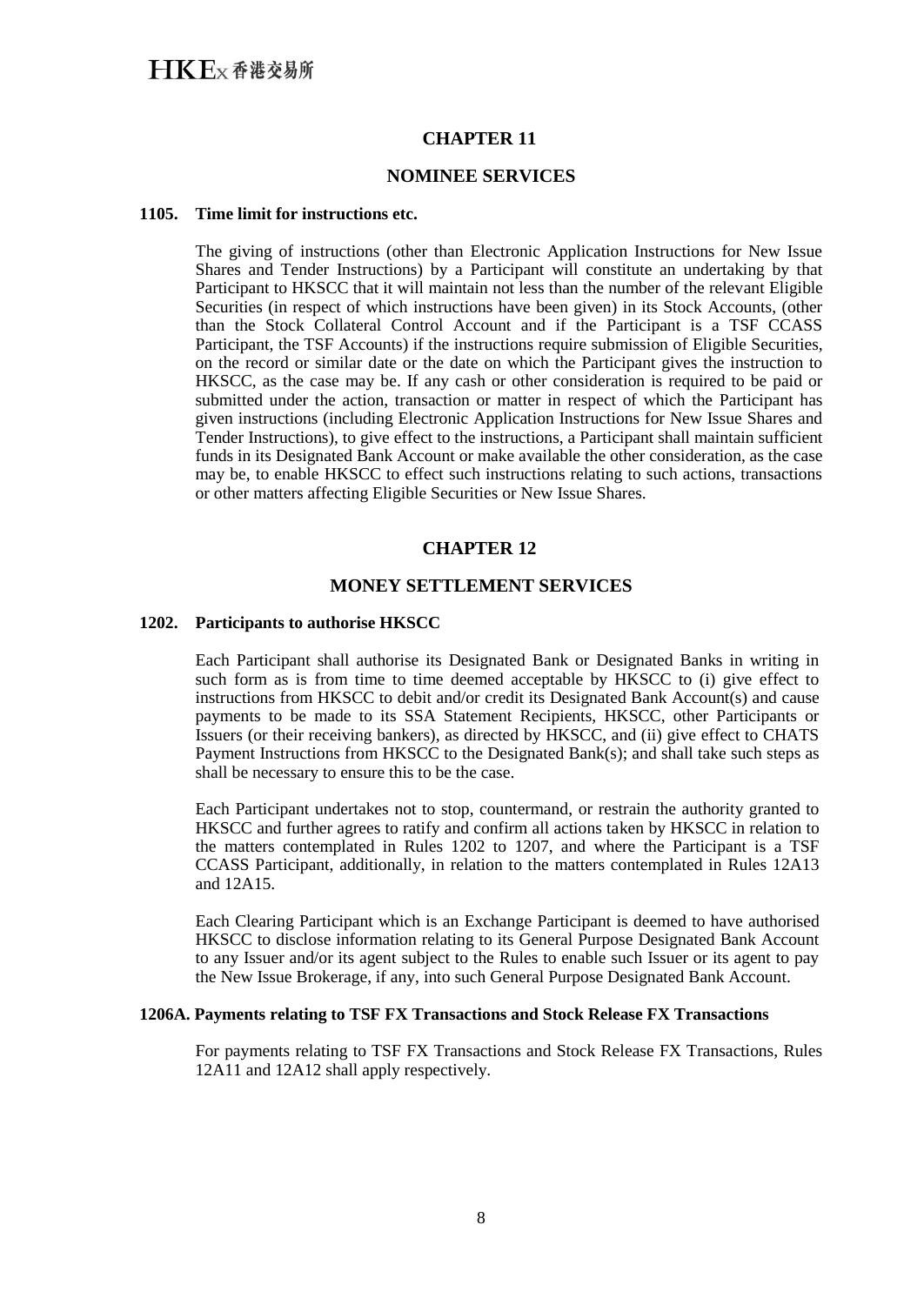# CHAPTER 11

## NOMINEE SERVICES

### 1105. Time limit for instructions etc.

The giving of instructions (other than Electronic Application Instructions for New Issue Shares and Tender Instructions) by a Participant will constitute an undertaking by that Participant to HKSCC that it will maintain not less than the number of the relevant Eligible Securities (in respect of which instructions have been given) in its Stock Accounts, (other than the Stock Collateral Control Account and if the Participant is a TSF CCASS Participant, the TSF Accounts) if the instructions require submission of Eligible Securities, on the record or similar date or the date on which the Participant gives the instruction to HKSCC, as the case may be. If any cash or other consideration is required to be paid or submitted under the action, transaction or matter in respect of which the Participant has given instructions (including Electronic Application Instructions for New Issue Shares and Tender Instructions), to give effect to the instructions, a Participant shall maintain sufficient funds in its Designated Bank Account or make available the other consideration, as the case may be, to enable HKSCC to effect such instructions relating to such actions, transactions or other matters affecting Eligible Securities or New Issue Shares.

# CHAPTER 12

## MONEY SETTLEMENT SERVICES

### 1202. Participants to authorise HKSCC

Each Participant shall authorise its Designated Bank or Designated Banks in writing in such form as is from time to time deemed acceptable by HKSCC to (i) give effect to instructions from HKSCC to debit and/or credit its Designated Bank Account(s) and cause payments to be made to its SSA Statement Recipients, HKSCC, other Participants or Issuers (or their receiving bankers), as directed by HKSCC, and (ii) give effect to CHATS Payment Instructions from HKSCC to the Designated Bank(s); and shall take such steps as shall be necessary to ensure this to be the case.

Each Participant undertakes not to stop, countermand, or restrain the authority granted to HKSCC and further agrees to ratify and confirm all actions taken by HKSCC in relation to the matters contemplated in Rules 1202 to 1207, and where the Participant is a TSF CCASS Participant, additionally, in relation to the matters contemplated in Rules 12A13 and 12A15.

Each Clearing Participant which is an Exchange Participant is deemed to have authorised HKSCC to disclose information relating to its General Purpose Designated Bank Account to any Issuer and/or its agent subject to the Rules to enable such Issuer or its agent to pay the New Issue Brokerage, if any, into such General Purpose Designated Bank Account.

### 1206A. Payments relating to TSF FX Transactions and Stock Release FX Transactions

For payments relating to TSF FX Transactions and Stock Release FX Transactions, Rules 12A11 and 12A12 shall apply respectively.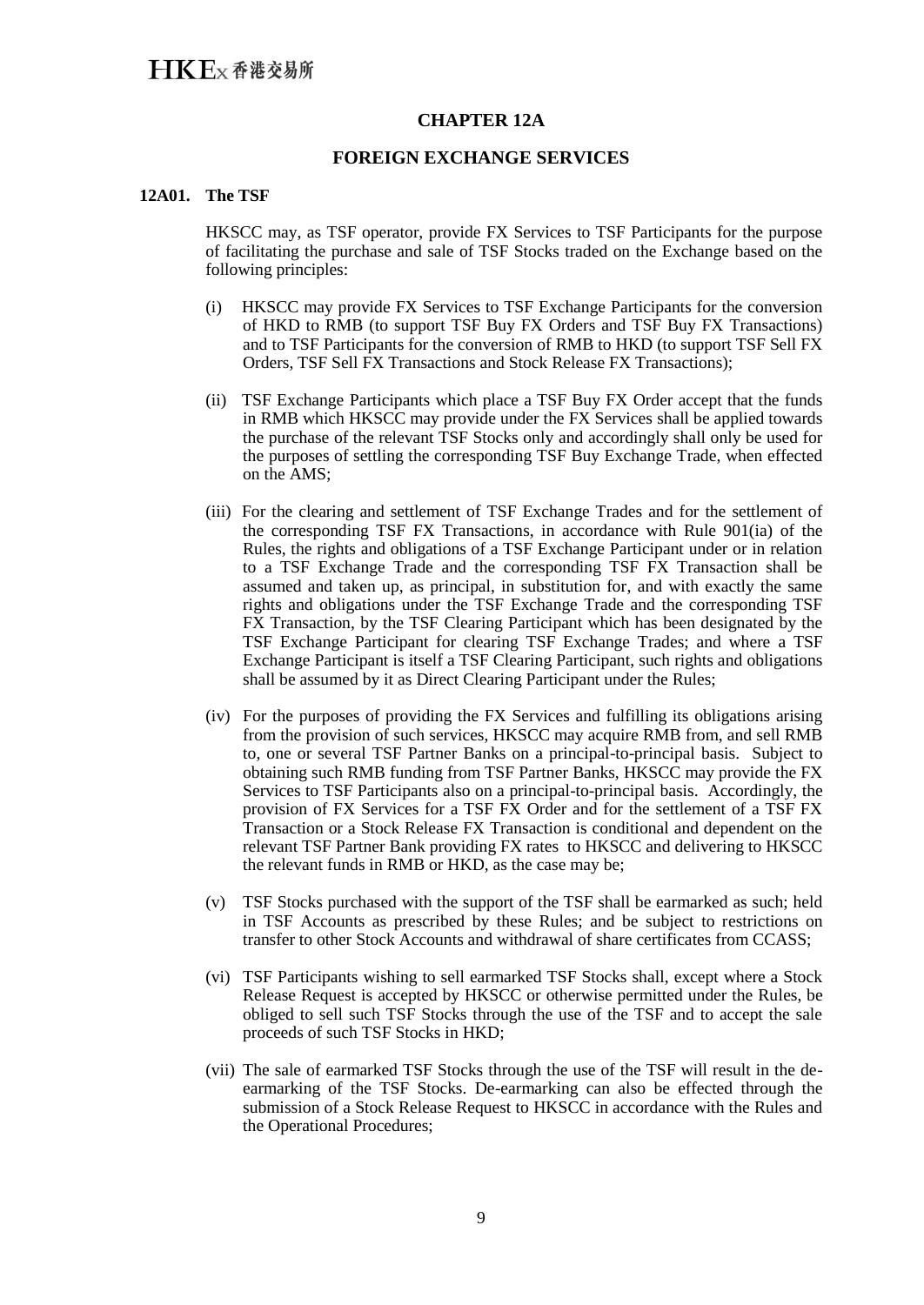# CHAPTER 12A

## FOREIGN EXCHANGE SERVICES

### 12A01. The TSF

HKSCC may, as TSF operator, provide FX Services to TSF Participants for the purpose of facilitating the purchase and sale of TSF Stocks traded on the Exchange based on the following principles:

(i) HKSCC may provide FX Services to TSF Exchange Participants for the conversion of HKD to RMB (to support TSF Buy FX Orders and TSF Buy FX Transactions) and to TSF Participants for the conversion of RMB to HKD (to support TSF Sell FX Orders, TSF Sell FX Transactions and Stock Release FX Transactions);

(ii) TSF Exchange Participants which place a TSF Buy FX Order accept that the funds in RMB which HKSCC may provide under the FX Services shall be applied towards the purchase of the relevant TSF Stocks only and accordingly shall only be used for the purposes of settling the corresponding TSF Buy Exchange Trade, when effected on the AMS;

(iii) For the clearing and settlement of TSF Exchange Trades and for the settlement of the corresponding TSF FX Transactions, in accordance with Rule 901(ia) of the Rules, the rights and obligations of a TSF Exchange Participant under or in relation to a TSF Exchange Trade and the corresponding TSF FX Transaction shall be assumed and taken up, as principal, in substitution for, and with exactly the same rights and obligations under the TSF Exchange Trade and the corresponding TSF FX Transaction, by the TSF Clearing Participant which has been designated by the TSF Exchange Participant for clearing TSF Exchange Trades; and where a TSF Exchange Participant is itself a TSF Clearing Participant, such rights and obligations shall be assumed by it as Direct Clearing Participant under the Rules;

(iv) For the purposes of providing the FX Services and fulfilling its obligations arising from the provision of such services, HKSCC may acquire RMB from, and sell RMB to, one or several TSF Partner Banks on a principal-to-principal basis. Subject to obtaining such RMB funding from TSF Partner Banks, HKSCC may provide the FX Services to TSF Participants also on a principal-to-principal basis. Accordingly, the provision of FX Services for a TSF FX Order and for the settlement of a TSF FX Transaction or a Stock Release FX Transaction is conditional and dependent on the relevant TSF Partner Bank providing FX rates to HKSCC and delivering to HKSCC the relevant funds in RMB or HKD, as the case may be;

(v) TSF Stocks purchased with the support of the TSF shall be earmarked as such; held in TSF Accounts as prescribed by these Rules; and be subject to restrictions on transfer to other Stock Accounts and withdrawal of share certificates from CCASS;

(vi) TSF Participants wishing to sell earmarked TSF Stocks shall, except where a Stock Release Request is accepted by HKSCC or otherwise permitted under the Rules, be obliged to sell such TSF Stocks through the use of the TSF and to accept the sale proceeds of such TSF Stocks in HKD;

(vii) The sale of earmarked TSF Stocks through the use of the TSF will result in the de-earmarking of the TSF Stocks. De-earmarking can also be effected through the submission of a Stock Release Request to HKSCC in accordance with the Rules and the Operational Procedures;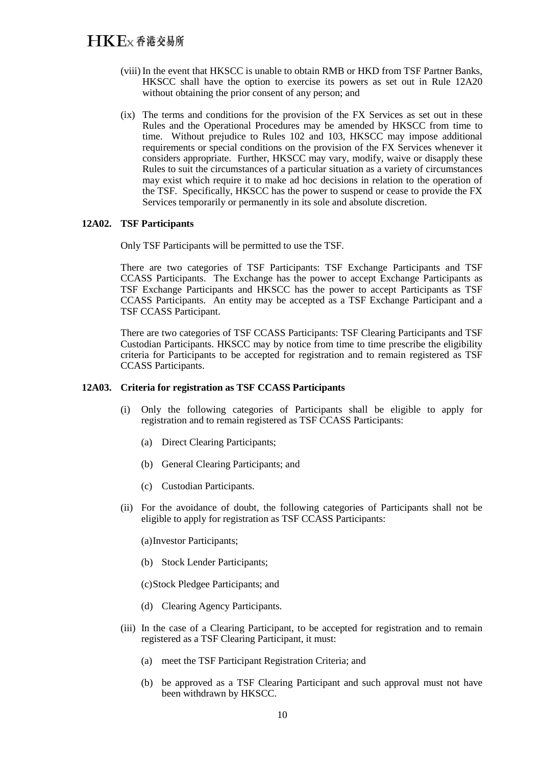(viii) In the event that HKSCC is unable to obtain RMB or HKD from TSF Partner Banks, HKSCC shall have the option to exercise its powers as set out in Rule 12A20 without obtaining the prior consent of any person; and

(ix) The terms and conditions for the provision of the FX Services as set out in these Rules and the Operational Procedures may be amended by HKSCC from time to time. Without prejudice to Rules 102 and 103, HKSCC may impose additional requirements or special conditions on the provision of the FX Services whenever it considers appropriate. Further, HKSCC may vary, modify, waive or disapply these Rules to suit the circumstances of a particular situation as a variety of circumstances may exist which require it to make ad hoc decisions in relation to the operation of the TSF. Specifically, HKSCC has the power to suspend or cease to provide the FX Services temporarily or permanently in its sole and absolute discretion.

**12A02. TSF Participants**

Only TSF Participants will be permitted to use the TSF.

There are two categories of TSF Participants: TSF Exchange Participants and TSF CCASS Participants. The Exchange has the power to accept Exchange Participants as TSF Exchange Participants and HKSCC has the power to accept Participants as TSF CCASS Participants. An entity may be accepted as a TSF Exchange Participant and a TSF CCASS Participant.

There are two categories of TSF CCASS Participants: TSF Clearing Participants and TSF Custodian Participants. HKSCC may by notice from time to time prescribe the eligibility criteria for Participants to be accepted for registration and to remain registered as TSF CCASS Participants.

**12A03. Criteria for registration as TSF CCASS Participants**

(i) Only the following categories of Participants shall be eligible to apply for registration and to remain registered as TSF CCASS Participants:

(a) Direct Clearing Participants;

(b) General Clearing Participants; and

(c) Custodian Participants.

(ii) For the avoidance of doubt, the following categories of Participants shall not be eligible to apply for registration as TSF CCASS Participants:

(a) Investor Participants;

(b) Stock Lender Participants;

(c) Stock Pledgee Participants; and

(d) Clearing Agency Participants.

(iii) In the case of a Clearing Participant, to be accepted for registration and to remain registered as a TSF Clearing Participant, it must:

(a) meet the TSF Participant Registration Criteria; and

(b) be approved as a TSF Clearing Participant and such approval must not have been withdrawn by HKSCC.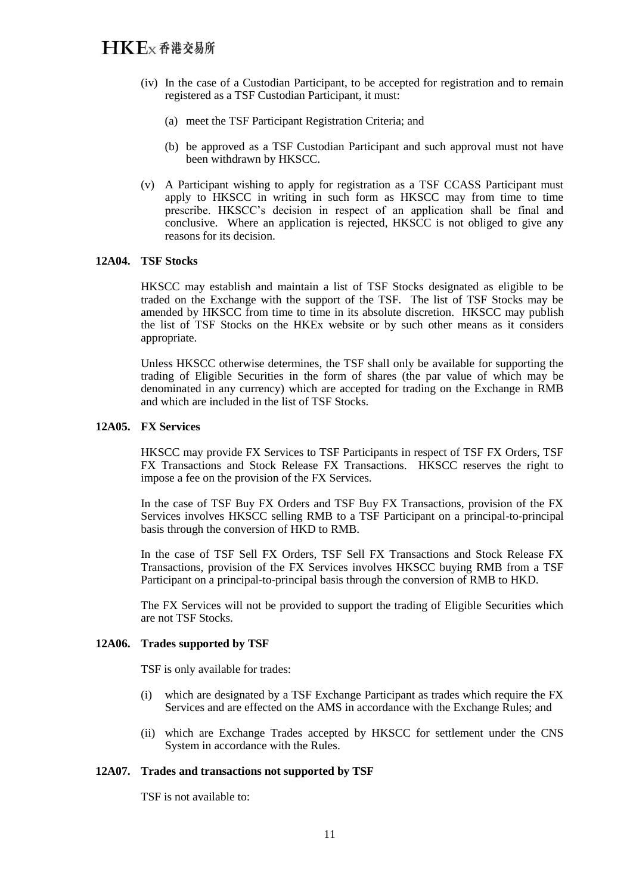(iv) In the case of a Custodian Participant, to be accepted for registration and to remain registered as a TSF Custodian Participant, it must:

(a) meet the TSF Participant Registration Criteria; and

(b) be approved as a TSF Custodian Participant and such approval must not have been withdrawn by HKSCC.

(v) A Participant wishing to apply for registration as a TSF CCASS Participant must apply to HKSCC in writing in such form as HKSCC may from time to time prescribe. HKSCC's decision in respect of an application shall be final and conclusive. Where an application is rejected, HKSCC is not obliged to give any reasons for its decision.

**12A04. TSF Stocks**

HKSCC may establish and maintain a list of TSF Stocks designated as eligible to be traded on the Exchange with the support of the TSF. The list of TSF Stocks may be amended by HKSCC from time to time in its absolute discretion. HKSCC may publish the list of TSF Stocks on the HKEx website or by such other means as it considers appropriate.

Unless HKSCC otherwise determines, the TSF shall only be available for supporting the trading of Eligible Securities in the form of shares (the par value of which may be denominated in any currency) which are accepted for trading on the Exchange in RMB and which are included in the list of TSF Stocks.

**12A05. FX Services**

HKSCC may provide FX Services to TSF Participants in respect of TSF FX Orders, TSF FX Transactions and Stock Release FX Transactions. HKSCC reserves the right to impose a fee on the provision of the FX Services.

In the case of TSF Buy FX Orders and TSF Buy FX Transactions, provision of the FX Services involves HKSCC selling RMB to a TSF Participant on a principal-to-principal basis through the conversion of HKD to RMB.

In the case of TSF Sell FX Orders, TSF Sell FX Transactions and Stock Release FX Transactions, provision of the FX Services involves HKSCC buying RMB from a TSF Participant on a principal-to-principal basis through the conversion of RMB to HKD.

The FX Services will not be provided to support the trading of Eligible Securities which are not TSF Stocks.

**12A06. Trades supported by TSF**

TSF is only available for trades:

(i) which are designated by a TSF Exchange Participant as trades which require the FX Services and are effected on the AMS in accordance with the Exchange Rules; and

(ii) which are Exchange Trades accepted by HKSCC for settlement under the CNS System in accordance with the Rules.

**12A07. Trades and transactions not supported by TSF**

TSF is not available to: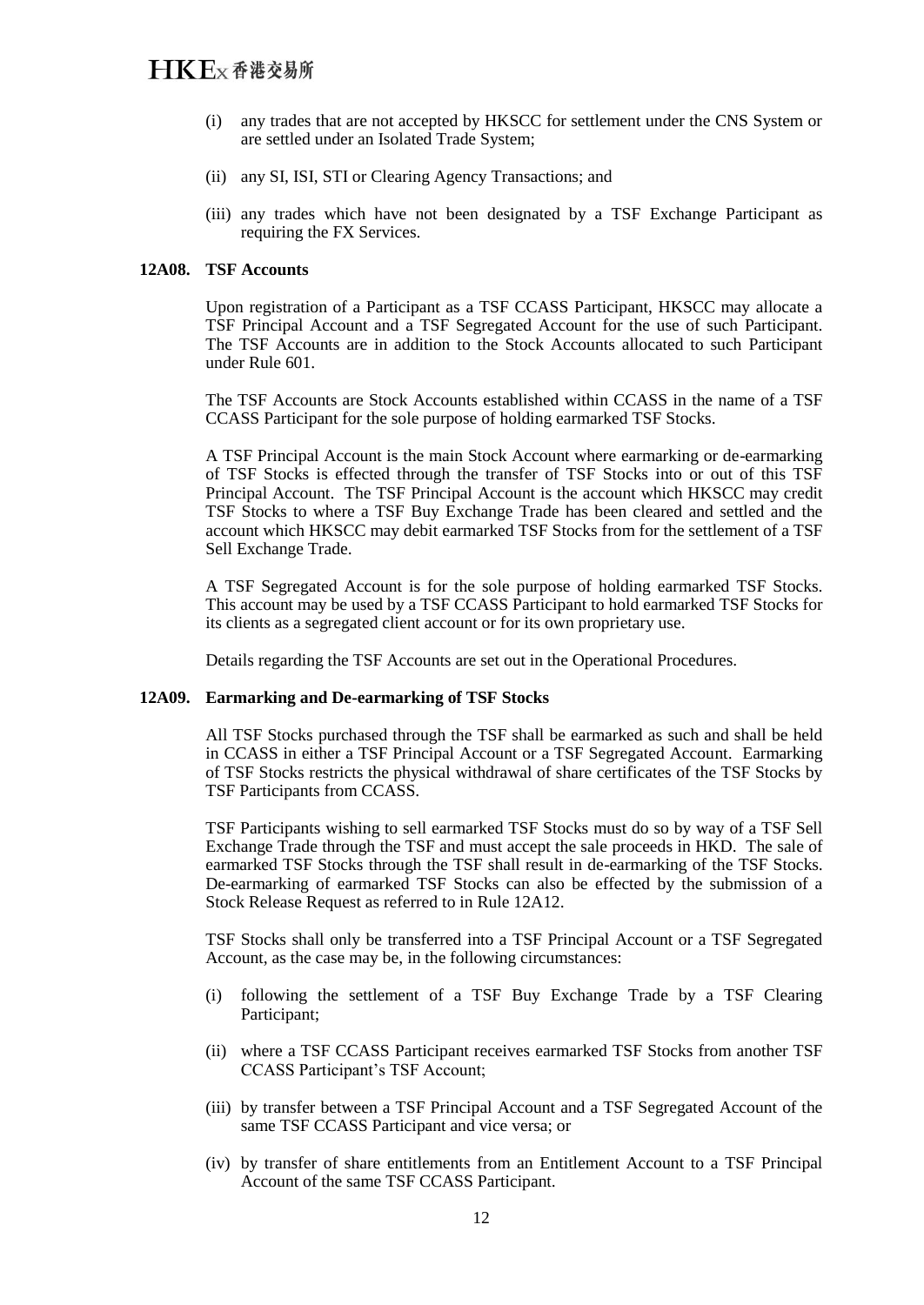(i) any trades that are not accepted by HKSCC for settlement under the CNS System or are settled under an Isolated Trade System;

(ii) any SI, ISI, STI or Clearing Agency Transactions; and

(iii) any trades which have not been designated by a TSF Exchange Participant as requiring the FX Services.

**12A08. TSF Accounts**

Upon registration of a Participant as a TSF CCASS Participant, HKSCC may allocate a TSF Principal Account and a TSF Segregated Account for the use of such Participant. The TSF Accounts are in addition to the Stock Accounts allocated to such Participant under Rule 601.

The TSF Accounts are Stock Accounts established within CCASS in the name of a TSF CCASS Participant for the sole purpose of holding earmarked TSF Stocks.

A TSF Principal Account is the main Stock Account where earmarking or de-earmarking of TSF Stocks is effected through the transfer of TSF Stocks into or out of this TSF Principal Account. The TSF Principal Account is the account which HKSCC may credit TSF Stocks to where a TSF Buy Exchange Trade has been cleared and settled and the account which HKSCC may debit earmarked TSF Stocks from for the settlement of a TSF Sell Exchange Trade.

A TSF Segregated Account is for the sole purpose of holding earmarked TSF Stocks. This account may be used by a TSF CCASS Participant to hold earmarked TSF Stocks for its clients as a segregated client account or for its own proprietary use.

Details regarding the TSF Accounts are set out in the Operational Procedures.

**12A09. Earmarking and De-earmarking of TSF Stocks**

All TSF Stocks purchased through the TSF shall be earmarked as such and shall be held in CCASS in either a TSF Principal Account or a TSF Segregated Account. Earmarking of TSF Stocks restricts the physical withdrawal of share certificates of the TSF Stocks by TSF Participants from CCASS.

TSF Participants wishing to sell earmarked TSF Stocks must do so by way of a TSF Sell Exchange Trade through the TSF and must accept the sale proceeds in HKD. The sale of earmarked TSF Stocks through the TSF shall result in de-earmarking of the TSF Stocks. De-earmarking of earmarked TSF Stocks can also be effected by the submission of a Stock Release Request as referred to in Rule 12A12.

TSF Stocks shall only be transferred into a TSF Principal Account or a TSF Segregated Account, as the case may be, in the following circumstances:

(i) following the settlement of a TSF Buy Exchange Trade by a TSF Clearing Participant;

(ii) where a TSF CCASS Participant receives earmarked TSF Stocks from another TSF CCASS Participant's TSF Account;

(iii) by transfer between a TSF Principal Account and a TSF Segregated Account of the same TSF CCASS Participant and vice versa; or

(iv) by transfer of share entitlements from an Entitlement Account to a TSF Principal Account of the same TSF CCASS Participant.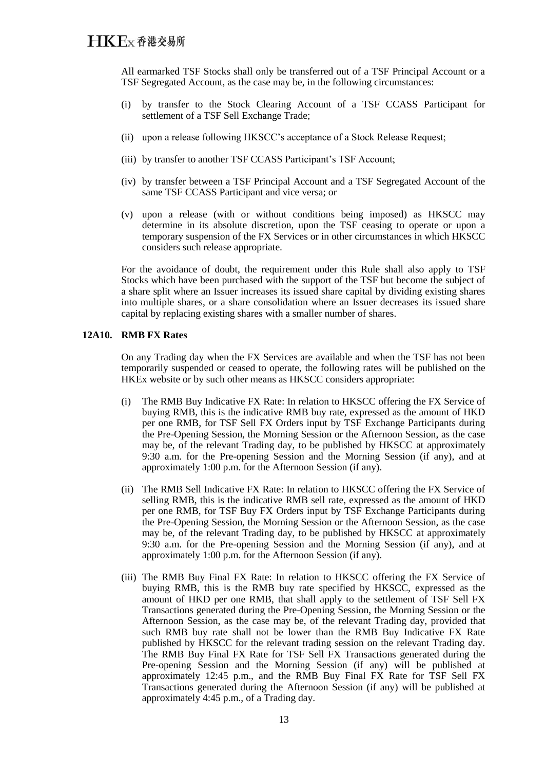All earmarked TSF Stocks shall only be transferred out of a TSF Principal Account or a TSF Segregated Account, as the case may be, in the following circumstances:

(i) by transfer to the Stock Clearing Account of a TSF CCASS Participant for settlement of a TSF Sell Exchange Trade;

(ii) upon a release following HKSCC's acceptance of a Stock Release Request;

(iii) by transfer to another TSF CCASS Participant's TSF Account;

(iv) by transfer between a TSF Principal Account and a TSF Segregated Account of the same TSF CCASS Participant and vice versa; or

(v) upon a release (with or without conditions being imposed) as HKSCC may determine in its absolute discretion, upon the TSF ceasing to operate or upon a temporary suspension of the FX Services or in other circumstances in which HKSCC considers such release appropriate.

For the avoidance of doubt, the requirement under this Rule shall also apply to TSF Stocks which have been purchased with the support of the TSF but become the subject of a share split where an Issuer increases its issued share capital by dividing existing shares into multiple shares, or a share consolidation where an Issuer decreases its issued share capital by replacing existing shares with a smaller number of shares.

**12A10. RMB FX Rates**

On any Trading day when the FX Services are available and when the TSF has not been temporarily suspended or ceased to operate, the following rates will be published on the HKEx website or by such other means as HKSCC considers appropriate:

(i) The RMB Buy Indicative FX Rate: In relation to HKSCC offering the FX Service of buying RMB, this is the indicative RMB buy rate, expressed as the amount of HKD per one RMB, for TSF Sell FX Orders input by TSF Exchange Participants during the Pre-Opening Session, the Morning Session or the Afternoon Session, as the case may be, of the relevant Trading day, to be published by HKSCC at approximately 9:30 a.m. for the Pre-opening Session and the Morning Session (if any), and at approximately 1:00 p.m. for the Afternoon Session (if any).

(ii) The RMB Sell Indicative FX Rate: In relation to HKSCC offering the FX Service of selling RMB, this is the indicative RMB sell rate, expressed as the amount of HKD per one RMB, for TSF Buy FX Orders input by TSF Exchange Participants during the Pre-Opening Session, the Morning Session or the Afternoon Session, as the case may be, of the relevant Trading day, to be published by HKSCC at approximately 9:30 a.m. for the Pre-opening Session and the Morning Session (if any), and at approximately 1:00 p.m. for the Afternoon Session (if any).

(iii) The RMB Buy Final FX Rate: In relation to HKSCC offering the FX Service of buying RMB, this is the RMB buy rate specified by HKSCC, expressed as the amount of HKD per one RMB, that shall apply to the settlement of TSF Sell FX Transactions generated during the Pre-Opening Session, the Morning Session or the Afternoon Session, as the case may be, of the relevant Trading day, provided that such RMB buy rate shall not be lower than the RMB Buy Indicative FX Rate published by HKSCC for the relevant trading session on the relevant Trading day. The RMB Buy Final FX Rate for TSF Sell FX Transactions generated during the Pre-opening Session and the Morning Session (if any) will be published at approximately 12:45 p.m., and the RMB Buy Final FX Rate for TSF Sell FX Transactions generated during the Afternoon Session (if any) will be published at approximately 4:45 p.m., of a Trading day.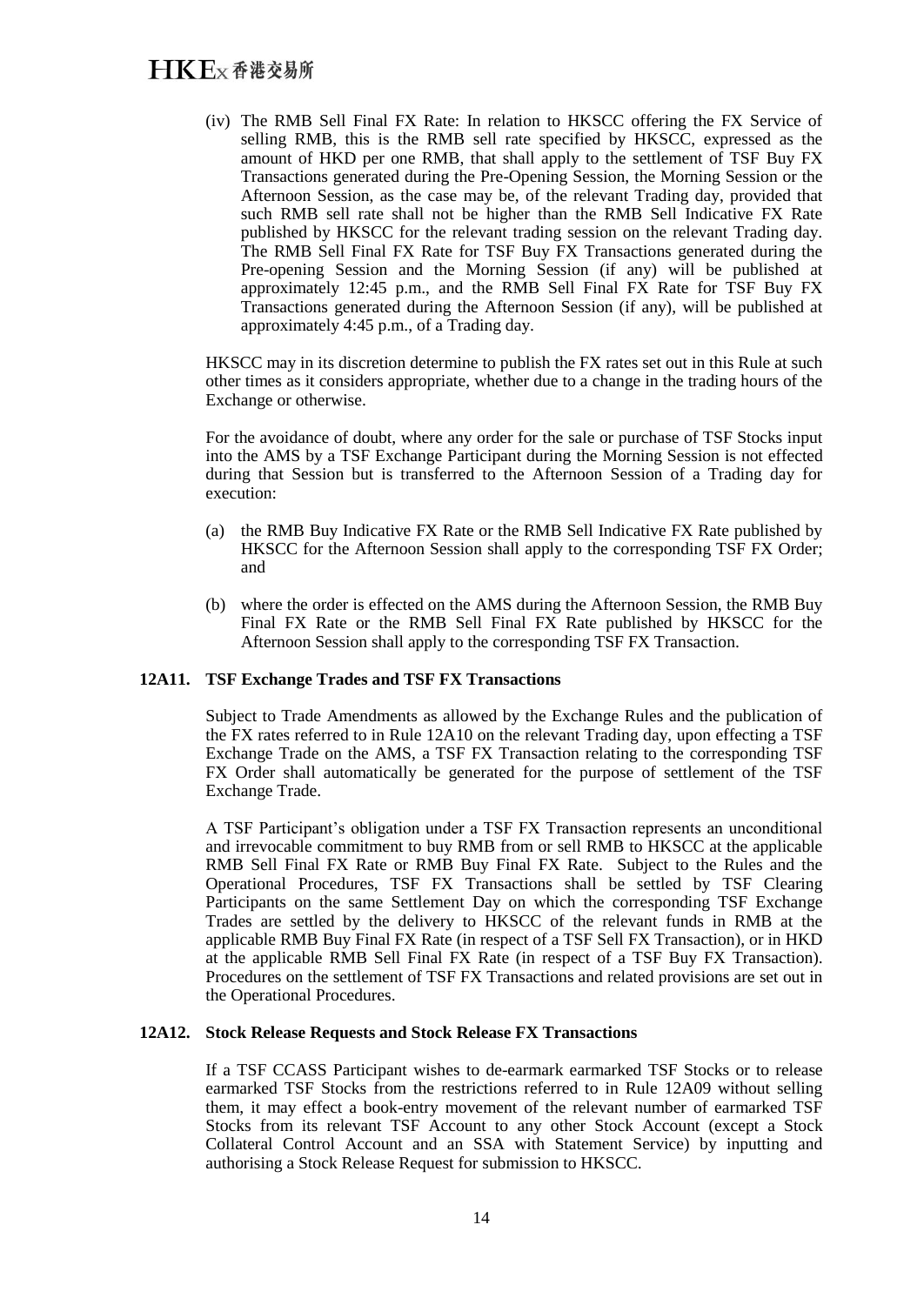(iv) The RMB Sell Final FX Rate: In relation to HKSCC offering the FX Service of selling RMB, this is the RMB sell rate specified by HKSCC, expressed as the amount of HKD per one RMB, that shall apply to the settlement of TSF Buy FX Transactions generated during the Pre-Opening Session, the Morning Session or the Afternoon Session, as the case may be, of the relevant Trading day, provided that such RMB sell rate shall not be higher than the RMB Sell Indicative FX Rate published by HKSCC for the relevant trading session on the relevant Trading day. The RMB Sell Final FX Rate for TSF Buy FX Transactions generated during the Pre-opening Session and the Morning Session (if any) will be published at approximately 12:45 p.m., and the RMB Sell Final FX Rate for TSF Buy FX Transactions generated during the Afternoon Session (if any), will be published at approximately 4:45 p.m., of a Trading day.

HKSCC may in its discretion determine to publish the FX rates set out in this Rule at such other times as it considers appropriate, whether due to a change in the trading hours of the Exchange or otherwise.

For the avoidance of doubt, where any order for the sale or purchase of TSF Stocks input into the AMS by a TSF Exchange Participant during the Morning Session is not effected during that Session but is transferred to the Afternoon Session of a Trading day for execution:

(a) the RMB Buy Indicative FX Rate or the RMB Sell Indicative FX Rate published by HKSCC for the Afternoon Session shall apply to the corresponding TSF FX Order; and

(b) where the order is effected on the AMS during the Afternoon Session, the RMB Buy Final FX Rate or the RMB Sell Final FX Rate published by HKSCC for the Afternoon Session shall apply to the corresponding TSF FX Transaction.

**12A11. TSF Exchange Trades and TSF FX Transactions**

Subject to Trade Amendments as allowed by the Exchange Rules and the publication of the FX rates referred to in Rule 12A10 on the relevant Trading day, upon effecting a TSF Exchange Trade on the AMS, a TSF FX Transaction relating to the corresponding TSF FX Order shall automatically be generated for the purpose of settlement of the TSF Exchange Trade.

A TSF Participant's obligation under a TSF FX Transaction represents an unconditional and irrevocable commitment to buy RMB from or sell RMB to HKSCC at the applicable RMB Sell Final FX Rate or RMB Buy Final FX Rate. Subject to the Rules and the Operational Procedures, TSF FX Transactions shall be settled by TSF Clearing Participants on the same Settlement Day on which the corresponding TSF Exchange Trades are settled by the delivery to HKSCC of the relevant funds in RMB at the applicable RMB Buy Final FX Rate (in respect of a TSF Sell FX Transaction), or in HKD at the applicable RMB Sell Final FX Rate (in respect of a TSF Buy FX Transaction). Procedures on the settlement of TSF FX Transactions and related provisions are set out in the Operational Procedures.

**12A12. Stock Release Requests and Stock Release FX Transactions**

If a TSF CCASS Participant wishes to de-earmark earmarked TSF Stocks or to release earmarked TSF Stocks from the restrictions referred to in Rule 12A09 without selling them, it may effect a book-entry movement of the relevant number of earmarked TSF Stocks from its relevant TSF Account to any other Stock Account (except a Stock Collateral Control Account and an SSA with Statement Service) by inputting and authorising a Stock Release Request for submission to HKSCC.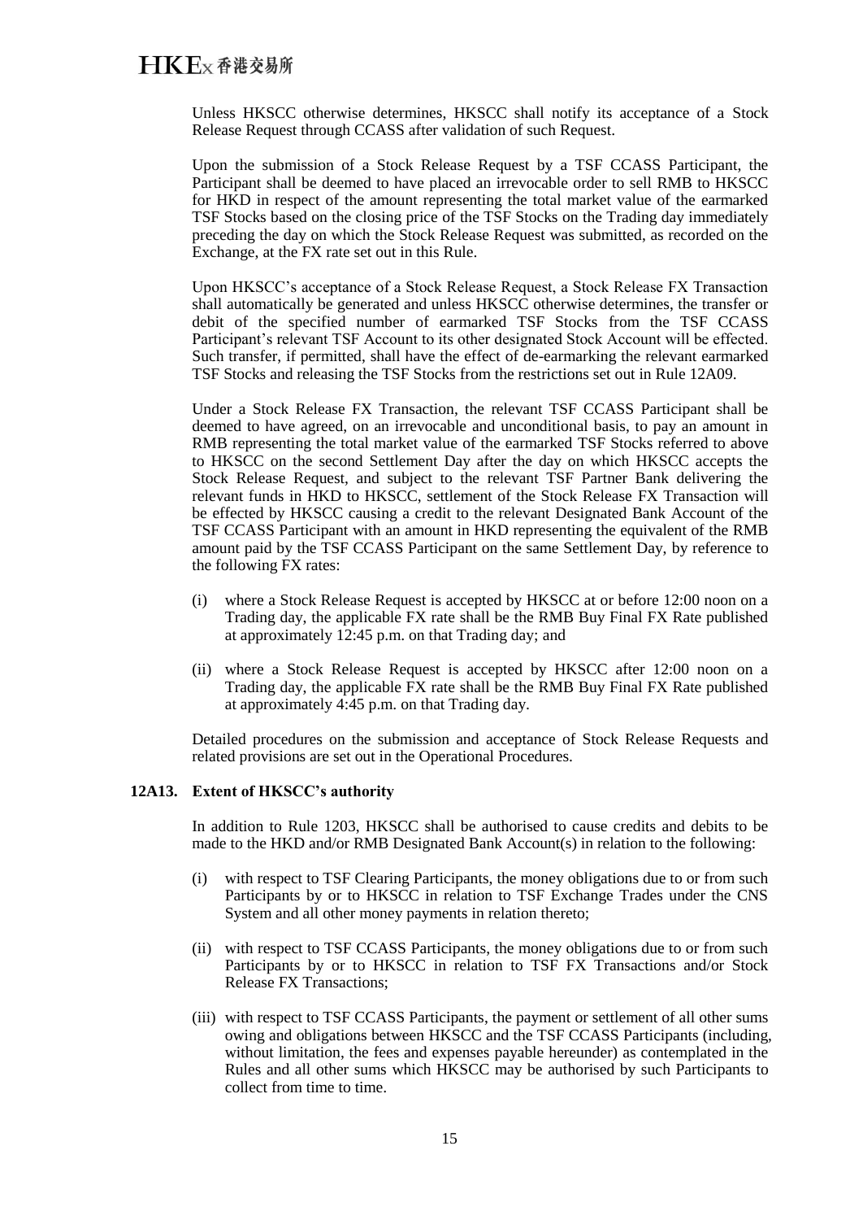Unless HKSCC otherwise determines, HKSCC shall notify its acceptance of a Stock Release Request through CCASS after validation of such Request.

Upon the submission of a Stock Release Request by a TSF CCASS Participant, the Participant shall be deemed to have placed an irrevocable order to sell RMB to HKSCC for HKD in respect of the amount representing the total market value of the earmarked TSF Stocks based on the closing price of the TSF Stocks on the Trading day immediately preceding the day on which the Stock Release Request was submitted, as recorded on the Exchange, at the FX rate set out in this Rule.

Upon HKSCC's acceptance of a Stock Release Request, a Stock Release FX Transaction shall automatically be generated and unless HKSCC otherwise determines, the transfer or debit of the specified number of earmarked TSF Stocks from the TSF CCASS Participant's relevant TSF Account to its other designated Stock Account will be effected. Such transfer, if permitted, shall have the effect of de-earmarking the relevant earmarked TSF Stocks and releasing the TSF Stocks from the restrictions set out in Rule 12A09.

Under a Stock Release FX Transaction, the relevant TSF CCASS Participant shall be deemed to have agreed, on an irrevocable and unconditional basis, to pay an amount in RMB representing the total market value of the earmarked TSF Stocks referred to above to HKSCC on the second Settlement Day after the day on which HKSCC accepts the Stock Release Request, and subject to the relevant TSF Partner Bank delivering the relevant funds in HKD to HKSCC, settlement of the Stock Release FX Transaction will be effected by HKSCC causing a credit to the relevant Designated Bank Account of the TSF CCASS Participant with an amount in HKD representing the equivalent of the RMB amount paid by the TSF CCASS Participant on the same Settlement Day, by reference to the following FX rates:

(i) where a Stock Release Request is accepted by HKSCC at or before 12:00 noon on a Trading day, the applicable FX rate shall be the RMB Buy Final FX Rate published at approximately 12:45 p.m. on that Trading day; and

(ii) where a Stock Release Request is accepted by HKSCC after 12:00 noon on a Trading day, the applicable FX rate shall be the RMB Buy Final FX Rate published at approximately 4:45 p.m. on that Trading day.

Detailed procedures on the submission and acceptance of Stock Release Requests and related provisions are set out in the Operational Procedures.

**12A13. Extent of HKSCC's authority**

In addition to Rule 1203, HKSCC shall be authorised to cause credits and debits to be made to the HKD and/or RMB Designated Bank Account(s) in relation to the following:

(i) with respect to TSF Clearing Participants, the money obligations due to or from such Participants by or to HKSCC in relation to TSF Exchange Trades under the CNS System and all other money payments in relation thereto;

(ii) with respect to TSF CCASS Participants, the money obligations due to or from such Participants by or to HKSCC in relation to TSF FX Transactions and/or Stock Release FX Transactions;

(iii) with respect to TSF CCASS Participants, the payment or settlement of all other sums owing and obligations between HKSCC and the TSF CCASS Participants (including, without limitation, the fees and expenses payable hereunder) as contemplated in the Rules and all other sums which HKSCC may be authorised by such Participants to collect from time to time.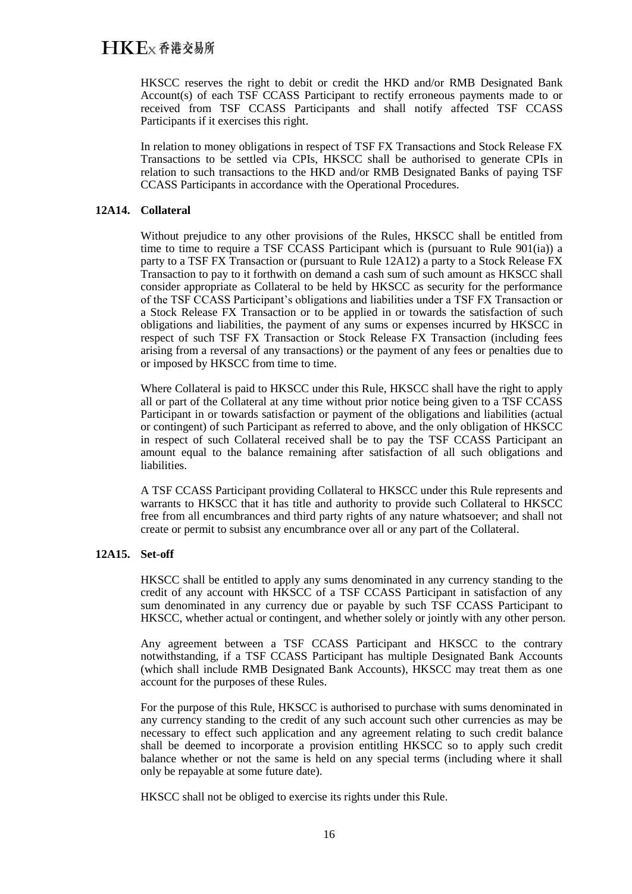HKSCC reserves the right to debit or credit the HKD and/or RMB Designated Bank Account(s) of each TSF CCASS Participant to rectify erroneous payments made to or received from TSF CCASS Participants and shall notify affected TSF CCASS Participants if it exercises this right.

In relation to money obligations in respect of TSF FX Transactions and Stock Release FX Transactions to be settled via CPIs, HKSCC shall be authorised to generate CPIs in relation to such transactions to the HKD and/or RMB Designated Banks of paying TSF CCASS Participants in accordance with the Operational Procedures.

### 12A14. Collateral

Without prejudice to any other provisions of the Rules, HKSCC shall be entitled from time to time to require a TSF CCASS Participant which is (pursuant to Rule 901(ia)) a party to a TSF FX Transaction or (pursuant to Rule 12A12) a party to a Stock Release FX Transaction to pay to it forthwith on demand a cash sum of such amount as HKSCC shall consider appropriate as Collateral to be held by HKSCC as security for the performance of the TSF CCASS Participant's obligations and liabilities under a TSF FX Transaction or a Stock Release FX Transaction or to be applied in or towards the satisfaction of such obligations and liabilities, the payment of any sums or expenses incurred by HKSCC in respect of such TSF FX Transaction or Stock Release FX Transaction (including fees arising from a reversal of any transactions) or the payment of any fees or penalties due to or imposed by HKSCC from time to time.

Where Collateral is paid to HKSCC under this Rule, HKSCC shall have the right to apply all or part of the Collateral at any time without prior notice being given to a TSF CCASS Participant in or towards satisfaction or payment of the obligations and liabilities (actual or contingent) of such Participant as referred to above, and the only obligation of HKSCC in respect of such Collateral received shall be to pay the TSF CCASS Participant an amount equal to the balance remaining after satisfaction of all such obligations and liabilities.

A TSF CCASS Participant providing Collateral to HKSCC under this Rule represents and warrants to HKSCC that it has title and authority to provide such Collateral to HKSCC free from all encumbrances and third party rights of any nature whatsoever; and shall not create or permit to subsist any encumbrance over all or any part of the Collateral.

### 12A15. Set-off

HKSCC shall be entitled to apply any sums denominated in any currency standing to the credit of any account with HKSCC of a TSF CCASS Participant in satisfaction of any sum denominated in any currency due or payable by such TSF CCASS Participant to HKSCC, whether actual or contingent, and whether solely or jointly with any other person.

Any agreement between a TSF CCASS Participant and HKSCC to the contrary notwithstanding, if a TSF CCASS Participant has multiple Designated Bank Accounts (which shall include RMB Designated Bank Accounts), HKSCC may treat them as one account for the purposes of these Rules.

For the purpose of this Rule, HKSCC is authorised to purchase with sums denominated in any currency standing to the credit of any such account such other currencies as may be necessary to effect such application and any agreement relating to such credit balance shall be deemed to incorporate a provision entitling HKSCC so to apply such credit balance whether or not the same is held on any special terms (including where it shall only be repayable at some future date).

HKSCC shall not be obliged to exercise its rights under this Rule.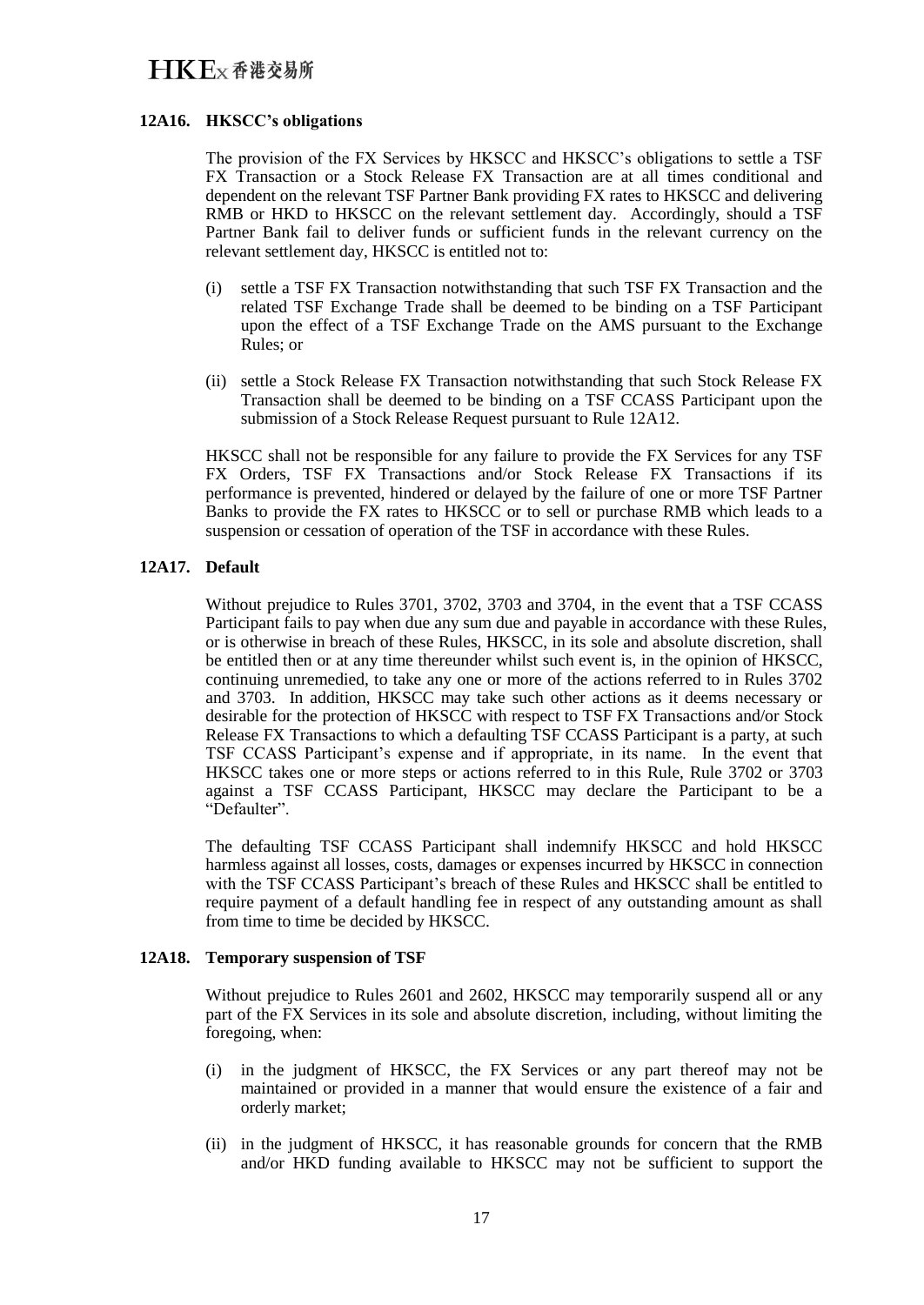### 12A16. HKSCC's obligations

The provision of the FX Services by HKSCC and HKSCC's obligations to settle a TSF FX Transaction or a Stock Release FX Transaction are at all times conditional and dependent on the relevant TSF Partner Bank providing FX rates to HKSCC and delivering RMB or HKD to HKSCC on the relevant settlement day. Accordingly, should a TSF Partner Bank fail to deliver funds or sufficient funds in the relevant currency on the relevant settlement day, HKSCC is entitled not to:

(i) settle a TSF FX Transaction notwithstanding that such TSF FX Transaction and the related TSF Exchange Trade shall be deemed to be binding on a TSF Participant upon the effect of a TSF Exchange Trade on the AMS pursuant to the Exchange Rules; or

(ii) settle a Stock Release FX Transaction notwithstanding that such Stock Release FX Transaction shall be deemed to be binding on a TSF CCASS Participant upon the submission of a Stock Release Request pursuant to Rule 12A12.

HKSCC shall not be responsible for any failure to provide the FX Services for any TSF FX Orders, TSF FX Transactions and/or Stock Release FX Transactions if its performance is prevented, hindered or delayed by the failure of one or more TSF Partner Banks to provide the FX rates to HKSCC or to sell or purchase RMB which leads to a suspension or cessation of operation of the TSF in accordance with these Rules.

### 12A17. Default

Without prejudice to Rules 3701, 3702, 3703 and 3704, in the event that a TSF CCASS Participant fails to pay when due any sum due and payable in accordance with these Rules, or is otherwise in breach of these Rules, HKSCC, in its sole and absolute discretion, shall be entitled then or at any time thereunder whilst such event is, in the opinion of HKSCC, continuing unremedied, to take any one or more of the actions referred to in Rules 3702 and 3703. In addition, HKSCC may take such other actions as it deems necessary or desirable for the protection of HKSCC with respect to TSF FX Transactions and/or Stock Release FX Transactions to which a defaulting TSF CCASS Participant is a party, at such TSF CCASS Participant's expense and if appropriate, in its name. In the event that HKSCC takes one or more steps or actions referred to in this Rule, Rule 3702 or 3703 against a TSF CCASS Participant, HKSCC may declare the Participant to be a "Defaulter".

The defaulting TSF CCASS Participant shall indemnify HKSCC and hold HKSCC harmless against all losses, costs, damages or expenses incurred by HKSCC in connection with the TSF CCASS Participant's breach of these Rules and HKSCC shall be entitled to require payment of a default handling fee in respect of any outstanding amount as shall from time to time be decided by HKSCC.

### 12A18. Temporary suspension of TSF

Without prejudice to Rules 2601 and 2602, HKSCC may temporarily suspend all or any part of the FX Services in its sole and absolute discretion, including, without limiting the foregoing, when:

(i) in the judgment of HKSCC, the FX Services or any part thereof may not be maintained or provided in a manner that would ensure the existence of a fair and orderly market;

(ii) in the judgment of HKSCC, it has reasonable grounds for concern that the RMB and/or HKD funding available to HKSCC may not be sufficient to support the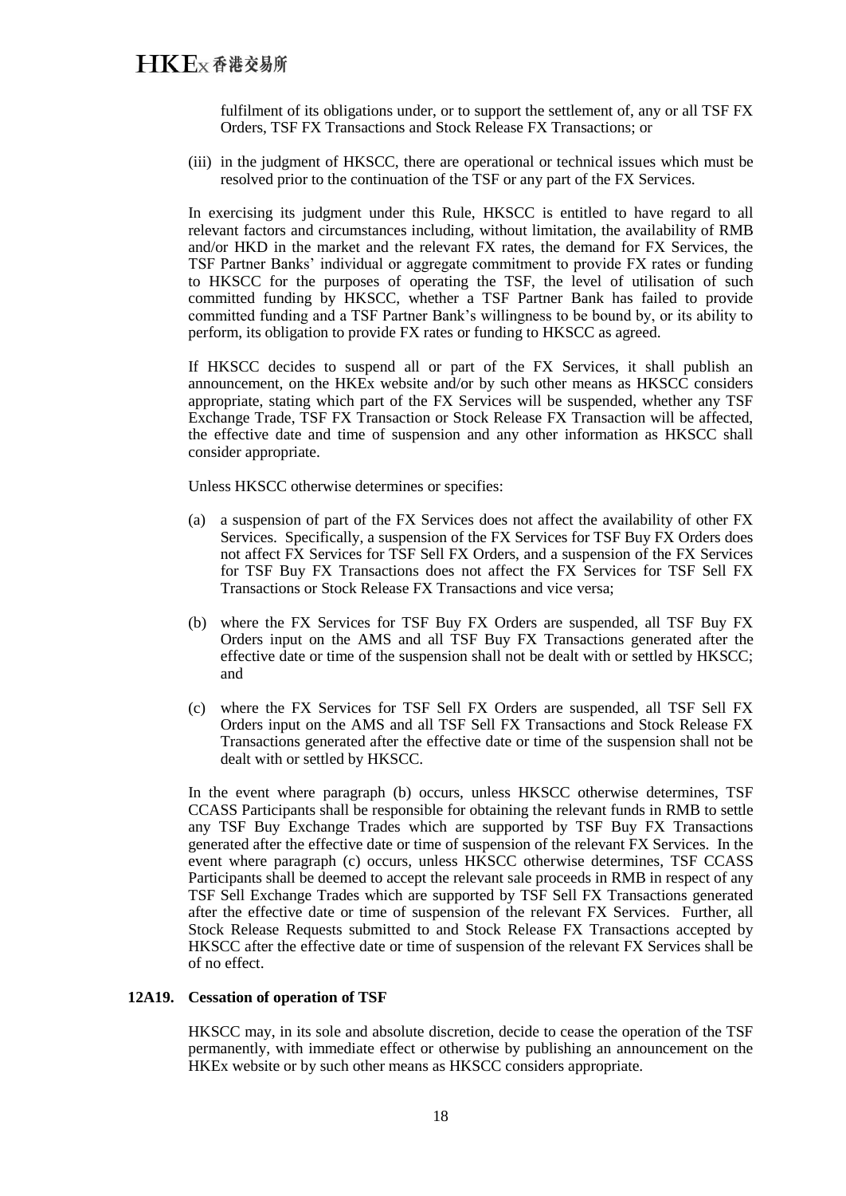fulfilment of its obligations under, or to support the settlement of, any or all TSF FX Orders, TSF FX Transactions and Stock Release FX Transactions; or

(iii) in the judgment of HKSCC, there are operational or technical issues which must be resolved prior to the continuation of the TSF or any part of the FX Services.

In exercising its judgment under this Rule, HKSCC is entitled to have regard to all relevant factors and circumstances including, without limitation, the availability of RMB and/or HKD in the market and the relevant FX rates, the demand for FX Services, the TSF Partner Banks' individual or aggregate commitment to provide FX rates or funding to HKSCC for the purposes of operating the TSF, the level of utilisation of such committed funding by HKSCC, whether a TSF Partner Bank has failed to provide committed funding and a TSF Partner Bank's willingness to be bound by, or its ability to perform, its obligation to provide FX rates or funding to HKSCC as agreed.

If HKSCC decides to suspend all or part of the FX Services, it shall publish an announcement, on the HKEx website and/or by such other means as HKSCC considers appropriate, stating which part of the FX Services will be suspended, whether any TSF Exchange Trade, TSF FX Transaction or Stock Release FX Transaction will be affected, the effective date and time of suspension and any other information as HKSCC shall consider appropriate.

Unless HKSCC otherwise determines or specifies:

(a) a suspension of part of the FX Services does not affect the availability of other FX Services. Specifically, a suspension of the FX Services for TSF Buy FX Orders does not affect FX Services for TSF Sell FX Orders, and a suspension of the FX Services for TSF Buy FX Transactions does not affect the FX Services for TSF Sell FX Transactions or Stock Release FX Transactions and vice versa;

(b) where the FX Services for TSF Buy FX Orders are suspended, all TSF Buy FX Orders input on the AMS and all TSF Buy FX Transactions generated after the effective date or time of the suspension shall not be dealt with or settled by HKSCC; and

(c) where the FX Services for TSF Sell FX Orders are suspended, all TSF Sell FX Orders input on the AMS and all TSF Sell FX Transactions and Stock Release FX Transactions generated after the effective date or time of the suspension shall not be dealt with or settled by HKSCC.

In the event where paragraph (b) occurs, unless HKSCC otherwise determines, TSF CCASS Participants shall be responsible for obtaining the relevant funds in RMB to settle any TSF Buy Exchange Trades which are supported by TSF Buy FX Transactions generated after the effective date or time of suspension of the relevant FX Services. In the event where paragraph (c) occurs, unless HKSCC otherwise determines, TSF CCASS Participants shall be deemed to accept the relevant sale proceeds in RMB in respect of any TSF Sell Exchange Trades which are supported by TSF Sell FX Transactions generated after the effective date or time of suspension of the relevant FX Services. Further, all Stock Release Requests submitted to and Stock Release FX Transactions accepted by HKSCC after the effective date or time of suspension of the relevant FX Services shall be of no effect.

**12A19. Cessation of operation of TSF**

HKSCC may, in its sole and absolute discretion, decide to cease the operation of the TSF permanently, with immediate effect or otherwise by publishing an announcement on the HKEx website or by such other means as HKSCC considers appropriate.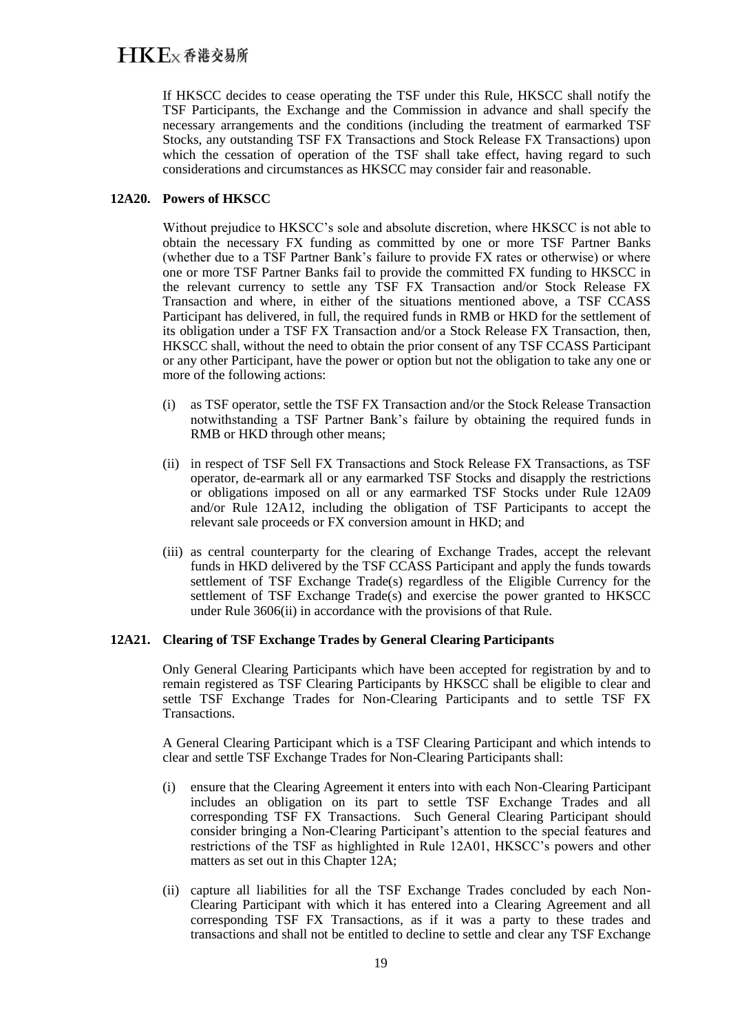If HKSCC decides to cease operating the TSF under this Rule, HKSCC shall notify the TSF Participants, the Exchange and the Commission in advance and shall specify the necessary arrangements and the conditions (including the treatment of earmarked TSF Stocks, any outstanding TSF FX Transactions and Stock Release FX Transactions) upon which the cessation of operation of the TSF shall take effect, having regard to such considerations and circumstances as HKSCC may consider fair and reasonable.

**12A20. Powers of HKSCC**

Without prejudice to HKSCC's sole and absolute discretion, where HKSCC is not able to obtain the necessary FX funding as committed by one or more TSF Partner Banks (whether due to a TSF Partner Bank's failure to provide FX rates or otherwise) or where one or more TSF Partner Banks fail to provide the committed FX funding to HKSCC in the relevant currency to settle any TSF FX Transaction and/or Stock Release FX Transaction and where, in either of the situations mentioned above, a TSF CCASS Participant has delivered, in full, the required funds in RMB or HKD for the settlement of its obligation under a TSF FX Transaction and/or a Stock Release FX Transaction, then, HKSCC shall, without the need to obtain the prior consent of any TSF CCASS Participant or any other Participant, have the power or option but not the obligation to take any one or more of the following actions:

(i) as TSF operator, settle the TSF FX Transaction and/or the Stock Release Transaction notwithstanding a TSF Partner Bank's failure by obtaining the required funds in RMB or HKD through other means;

(ii) in respect of TSF Sell FX Transactions and Stock Release FX Transactions, as TSF operator, de-earmark all or any earmarked TSF Stocks and disapply the restrictions or obligations imposed on all or any earmarked TSF Stocks under Rule 12A09 and/or Rule 12A12, including the obligation of TSF Participants to accept the relevant sale proceeds or FX conversion amount in HKD; and

(iii) as central counterparty for the clearing of Exchange Trades, accept the relevant funds in HKD delivered by the TSF CCASS Participant and apply the funds towards settlement of TSF Exchange Trade(s) regardless of the Eligible Currency for the settlement of TSF Exchange Trade(s) and exercise the power granted to HKSCC under Rule 3606(ii) in accordance with the provisions of that Rule.

**12A21. Clearing of TSF Exchange Trades by General Clearing Participants**

Only General Clearing Participants which have been accepted for registration by and to remain registered as TSF Clearing Participants by HKSCC shall be eligible to clear and settle TSF Exchange Trades for Non-Clearing Participants and to settle TSF FX Transactions.

A General Clearing Participant which is a TSF Clearing Participant and which intends to clear and settle TSF Exchange Trades for Non-Clearing Participants shall:

(i) ensure that the Clearing Agreement it enters into with each Non-Clearing Participant includes an obligation on its part to settle TSF Exchange Trades and all corresponding TSF FX Transactions. Such General Clearing Participant should consider bringing a Non-Clearing Participant's attention to the special features and restrictions of the TSF as highlighted in Rule 12A01, HKSCC's powers and other matters as set out in this Chapter 12A;

(ii) capture all liabilities for all the TSF Exchange Trades concluded by each Non-Clearing Participant with which it has entered into a Clearing Agreement and all corresponding TSF FX Transactions, as if it was a party to these trades and transactions and shall not be entitled to decline to settle and clear any TSF Exchange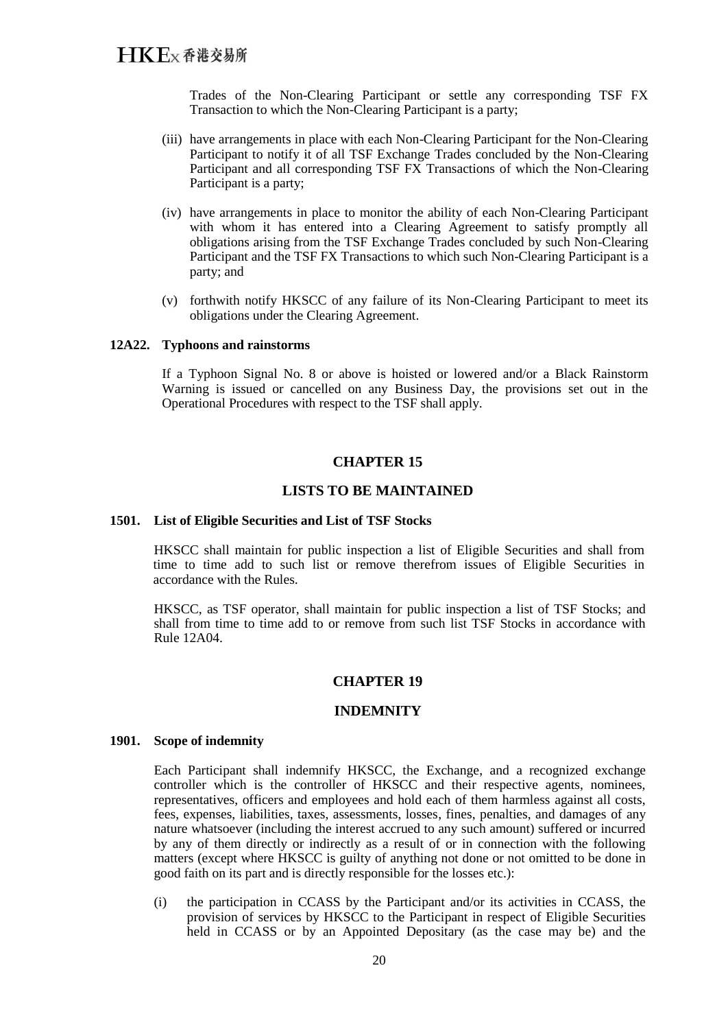Trades of the Non-Clearing Participant or settle any corresponding TSF FX Transaction to which the Non-Clearing Participant is a party;

(iii) have arrangements in place with each Non-Clearing Participant for the Non-Clearing Participant to notify it of all TSF Exchange Trades concluded by the Non-Clearing Participant and all corresponding TSF FX Transactions of which the Non-Clearing Participant is a party;

(iv) have arrangements in place to monitor the ability of each Non-Clearing Participant with whom it has entered into a Clearing Agreement to satisfy promptly all obligations arising from the TSF Exchange Trades concluded by such Non-Clearing Participant and the TSF FX Transactions to which such Non-Clearing Participant is a party; and

(v) forthwith notify HKSCC of any failure of its Non-Clearing Participant to meet its obligations under the Clearing Agreement.

**12A22. Typhoons and rainstorms**

If a Typhoon Signal No. 8 or above is hoisted or lowered and/or a Black Rainstorm Warning is issued or cancelled on any Business Day, the provisions set out in the Operational Procedures with respect to the TSF shall apply.

## CHAPTER 15

## LISTS TO BE MAINTAINED

**1501. List of Eligible Securities and List of TSF Stocks**

HKSCC shall maintain for public inspection a list of Eligible Securities and shall from time to time add to such list or remove therefrom issues of Eligible Securities in accordance with the Rules.

HKSCC, as TSF operator, shall maintain for public inspection a list of TSF Stocks; and shall from time to time add to or remove from such list TSF Stocks in accordance with Rule 12A04.

## CHAPTER 19

## INDEMNITY

**1901. Scope of indemnity**

Each Participant shall indemnify HKSCC, the Exchange, and a recognized exchange controller which is the controller of HKSCC and their respective agents, nominees, representatives, officers and employees and hold each of them harmless against all costs, fees, expenses, liabilities, taxes, assessments, losses, fines, penalties, and damages of any nature whatsoever (including the interest accrued to any such amount) suffered or incurred by any of them directly or indirectly as a result of or in connection with the following matters (except where HKSCC is guilty of anything not done or not omitted to be done in good faith on its part and is directly responsible for the losses etc.):

(i) the participation in CCASS by the Participant and/or its activities in CCASS, the provision of services by HKSCC to the Participant in respect of Eligible Securities held in CCASS or by an Appointed Depositary (as the case may be) and the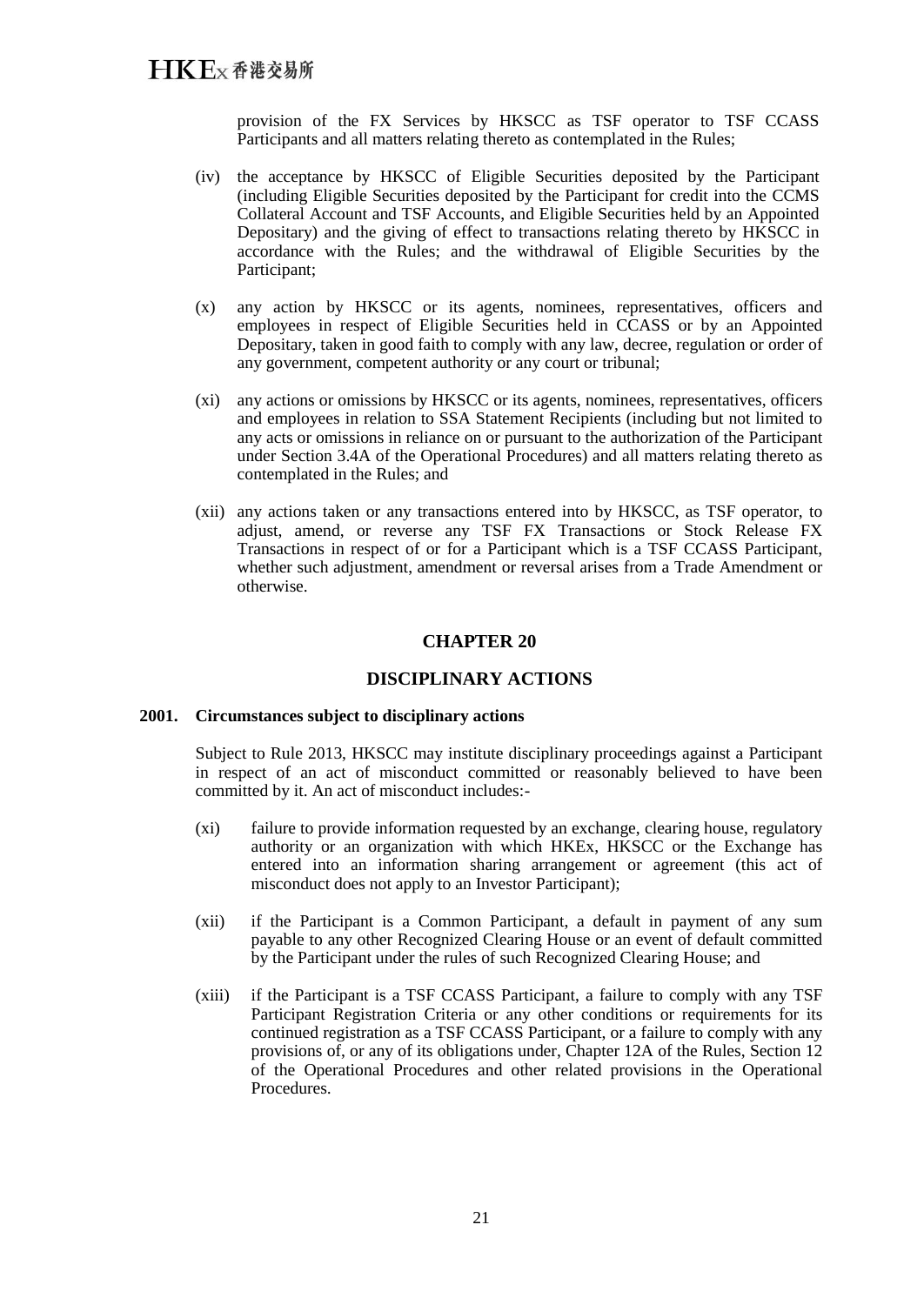provision of the FX Services by HKSCC as TSF operator to TSF CCASS Participants and all matters relating thereto as contemplated in the Rules;

(iv) the acceptance by HKSCC of Eligible Securities deposited by the Participant (including Eligible Securities deposited by the Participant for credit into the CCMS Collateral Account and TSF Accounts, and Eligible Securities held by an Appointed Depositary) and the giving of effect to transactions relating thereto by HKSCC in accordance with the Rules; and the withdrawal of Eligible Securities by the Participant;

(x) any action by HKSCC or its agents, nominees, representatives, officers and employees in respect of Eligible Securities held in CCASS or by an Appointed Depositary, taken in good faith to comply with any law, decree, regulation or order of any government, competent authority or any court or tribunal;

(xi) any actions or omissions by HKSCC or its agents, nominees, representatives, officers and employees in relation to SSA Statement Recipients (including but not limited to any acts or omissions in reliance on or pursuant to the authorization of the Participant under Section 3.4A of the Operational Procedures) and all matters relating thereto as contemplated in the Rules; and

(xii) any actions taken or any transactions entered into by HKSCC, as TSF operator, to adjust, amend, or reverse any TSF FX Transactions or Stock Release FX Transactions in respect of or for a Participant which is a TSF CCASS Participant, whether such adjustment, amendment or reversal arises from a Trade Amendment or otherwise.

## CHAPTER 20

## DISCIPLINARY ACTIONS

### 2001. Circumstances subject to disciplinary actions

Subject to Rule 2013, HKSCC may institute disciplinary proceedings against a Participant in respect of an act of misconduct committed or reasonably believed to have been committed by it. An act of misconduct includes:-

(xi) failure to provide information requested by an exchange, clearing house, regulatory authority or an organization with which HKEx, HKSCC or the Exchange has entered into an information sharing arrangement or agreement (this act of misconduct does not apply to an Investor Participant);

(xii) if the Participant is a Common Participant, a default in payment of any sum payable to any other Recognized Clearing House or an event of default committed by the Participant under the rules of such Recognized Clearing House; and

(xiii) if the Participant is a TSF CCASS Participant, a failure to comply with any TSF Participant Registration Criteria or any other conditions or requirements for its continued registration as a TSF CCASS Participant, or a failure to comply with any provisions of, or any of its obligations under, Chapter 12A of the Rules, Section 12 of the Operational Procedures and other related provisions in the Operational Procedures.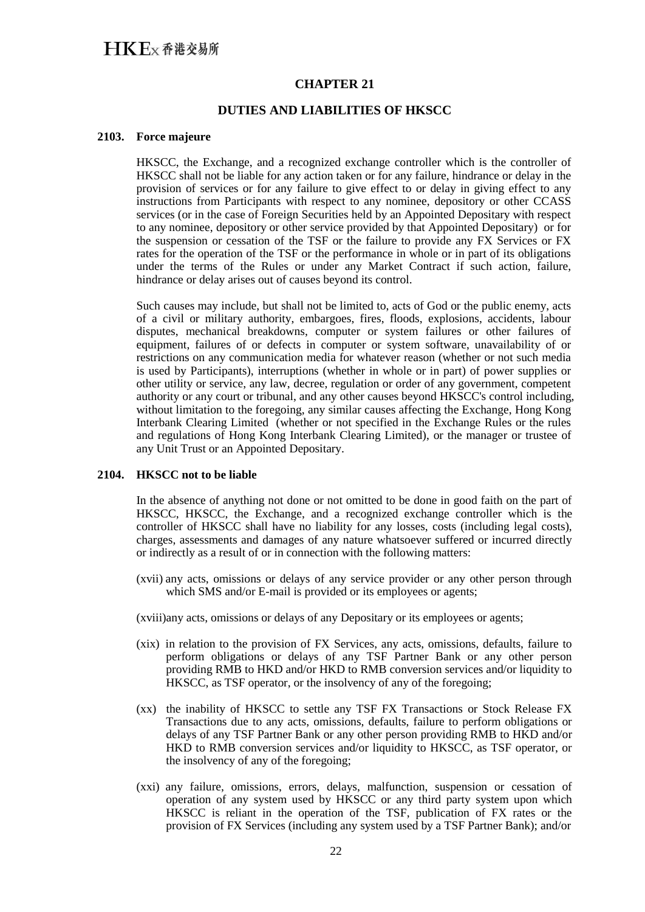# CHAPTER 21

## DUTIES AND LIABILITIES OF HKSCC

### 2103. Force majeure

HKSCC, the Exchange, and a recognized exchange controller which is the controller of HKSCC shall not be liable for any action taken or for any failure, hindrance or delay in the provision of services or for any failure to give effect to or delay in giving effect to any instructions from Participants with respect to any nominee, depository or other CCASS services (or in the case of Foreign Securities held by an Appointed Depositary with respect to any nominee, depository or other service provided by that Appointed Depositary) or for the suspension or cessation of the TSF or the failure to provide any FX Services or FX rates for the operation of the TSF or the performance in whole or in part of its obligations under the terms of the Rules or under any Market Contract if such action, failure, hindrance or delay arises out of causes beyond its control.

Such causes may include, but shall not be limited to, acts of God or the public enemy, acts of a civil or military authority, embargoes, fires, floods, explosions, accidents, labour disputes, mechanical breakdowns, computer or system failures or other failures of equipment, failures of or defects in computer or system software, unavailability of or restrictions on any communication media for whatever reason (whether or not such media is used by Participants), interruptions (whether in whole or in part) of power supplies or other utility or service, any law, decree, regulation or order of any government, competent authority or any court or tribunal, and any other causes beyond HKSCC's control including, without limitation to the foregoing, any similar causes affecting the Exchange, Hong Kong Interbank Clearing Limited (whether or not specified in the Exchange Rules or the rules and regulations of Hong Kong Interbank Clearing Limited), or the manager or trustee of any Unit Trust or an Appointed Depositary.

### 2104. HKSCC not to be liable

In the absence of anything not done or not omitted to be done in good faith on the part of HKSCC, HKSCC, the Exchange, and a recognized exchange controller which is the controller of HKSCC shall have no liability for any losses, costs (including legal costs), charges, assessments and damages of any nature whatsoever suffered or incurred directly or indirectly as a result of or in connection with the following matters:

(xvii) any acts, omissions or delays of any service provider or any other person through which SMS and/or E-mail is provided or its employees or agents;

(xviii) any acts, omissions or delays of any Depositary or its employees or agents;

(xix) in relation to the provision of FX Services, any acts, omissions, defaults, failure to perform obligations or delays of any TSF Partner Bank or any other person providing RMB to HKD and/or HKD to RMB conversion services and/or liquidity to HKSCC, as TSF operator, or the insolvency of any of the foregoing;

(xx) the inability of HKSCC to settle any TSF FX Transactions or Stock Release FX Transactions due to any acts, omissions, defaults, failure to perform obligations or delays of any TSF Partner Bank or any other person providing RMB to HKD and/or HKD to RMB conversion services and/or liquidity to HKSCC, as TSF operator, or the insolvency of any of the foregoing;

(xxi) any failure, omissions, errors, delays, malfunction, suspension or cessation of operation of any system used by HKSCC or any third party system upon which HKSCC is reliant in the operation of the TSF, publication of FX rates or the provision of FX Services (including any system used by a TSF Partner Bank); and/or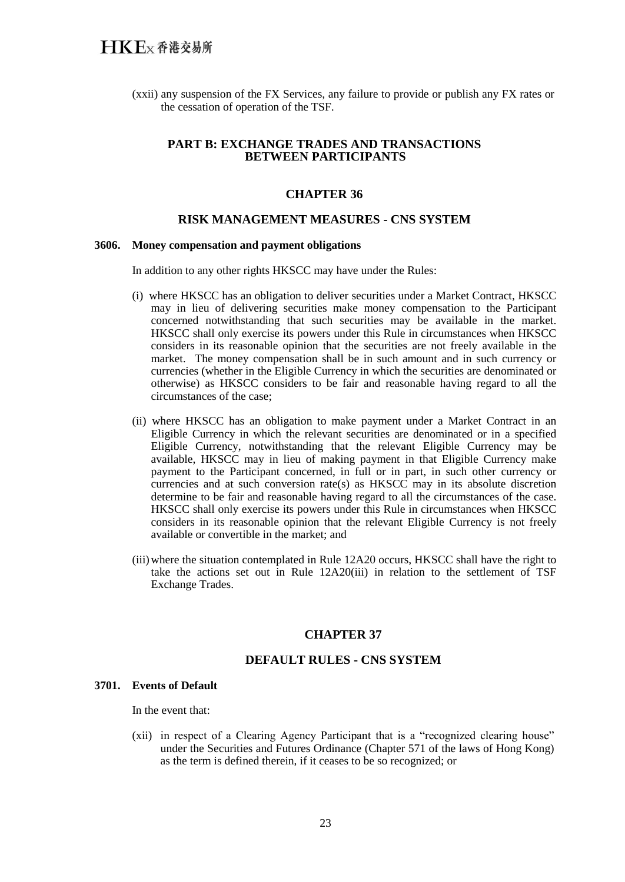(xxii) any suspension of the FX Services, any failure to provide or publish any FX rates or the cessation of operation of the TSF.

## PART B: EXCHANGE TRADES AND TRANSACTIONS BETWEEN PARTICIPANTS

## CHAPTER 36

## RISK MANAGEMENT MEASURES - CNS SYSTEM

**3606. Money compensation and payment obligations**

In addition to any other rights HKSCC may have under the Rules:

(i) where HKSCC has an obligation to deliver securities under a Market Contract, HKSCC may in lieu of delivering securities make money compensation to the Participant concerned notwithstanding that such securities may be available in the market. HKSCC shall only exercise its powers under this Rule in circumstances when HKSCC considers in its reasonable opinion that the securities are not freely available in the market. The money compensation shall be in such amount and in such currency or currencies (whether in the Eligible Currency in which the securities are denominated or otherwise) as HKSCC considers to be fair and reasonable having regard to all the circumstances of the case;

(ii) where HKSCC has an obligation to make payment under a Market Contract in an Eligible Currency in which the relevant securities are denominated or in a specified Eligible Currency, notwithstanding that the relevant Eligible Currency may be available, HKSCC may in lieu of making payment in that Eligible Currency make payment to the Participant concerned, in full or in part, in such other currency or currencies and at such conversion rate(s) as HKSCC may in its absolute discretion determine to be fair and reasonable having regard to all the circumstances of the case. HKSCC shall only exercise its powers under this Rule in circumstances when HKSCC considers in its reasonable opinion that the relevant Eligible Currency is not freely available or convertible in the market; and

(iii) where the situation contemplated in Rule 12A20 occurs, HKSCC shall have the right to take the actions set out in Rule 12A20(iii) in relation to the settlement of TSF Exchange Trades.

## CHAPTER 37

## DEFAULT RULES - CNS SYSTEM

**3701. Events of Default**

In the event that:

(xii) in respect of a Clearing Agency Participant that is a "recognized clearing house" under the Securities and Futures Ordinance (Chapter 571 of the laws of Hong Kong) as the term is defined therein, if it ceases to be so recognized; or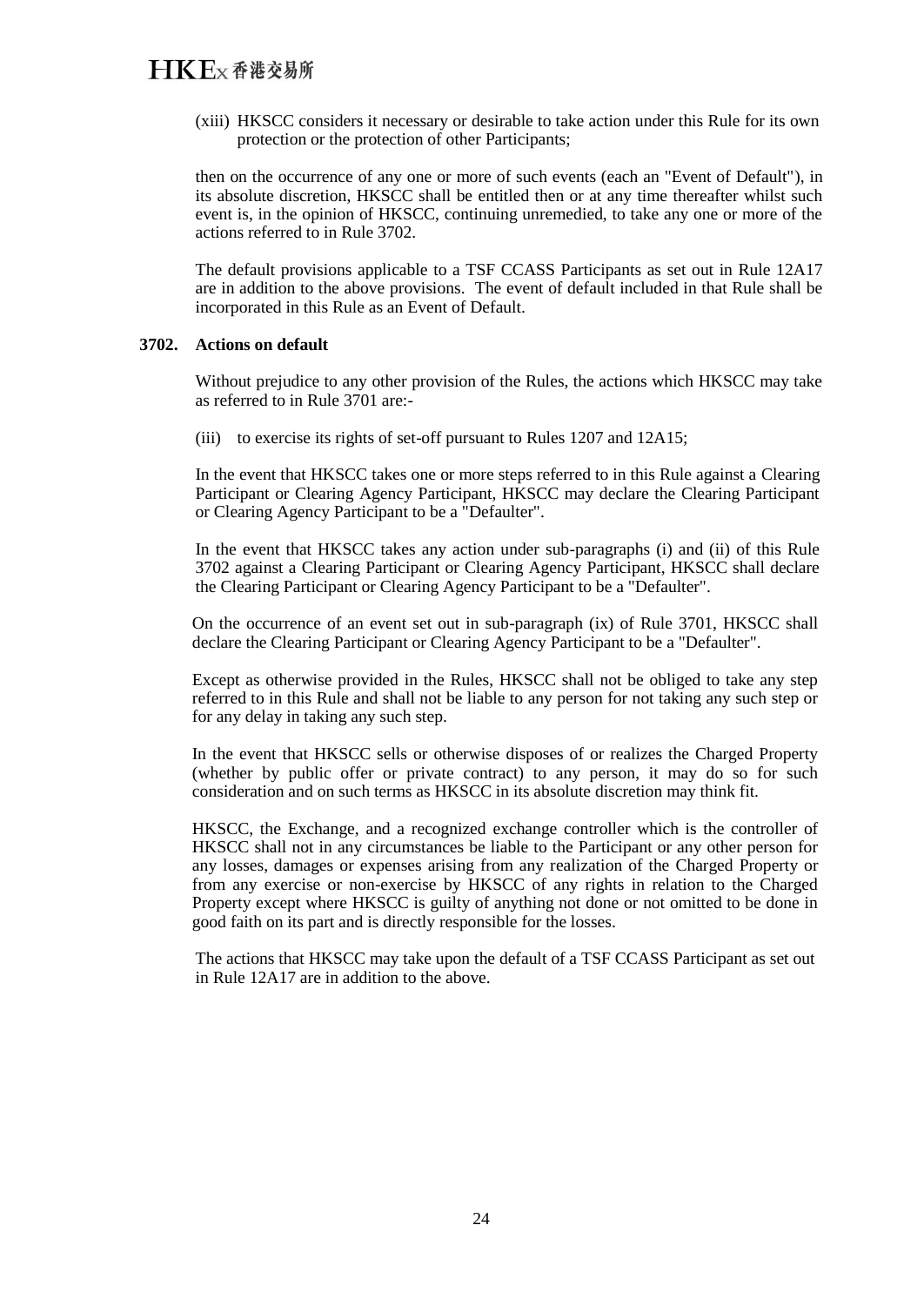(xiii) HKSCC considers it necessary or desirable to take action under this Rule for its own protection or the protection of other Participants;

then on the occurrence of any one or more of such events (each an "Event of Default"), in its absolute discretion, HKSCC shall be entitled then or at any time thereafter whilst such event is, in the opinion of HKSCC, continuing unremedied, to take any one or more of the actions referred to in Rule 3702.

The default provisions applicable to a TSF CCASS Participants as set out in Rule 12A17 are in addition to the above provisions. The event of default included in that Rule shall be incorporated in this Rule as an Event of Default.

**3702. Actions on default**

Without prejudice to any other provision of the Rules, the actions which HKSCC may take as referred to in Rule 3701 are:-

(iii) to exercise its rights of set-off pursuant to Rules 1207 and 12A15;

In the event that HKSCC takes one or more steps referred to in this Rule against a Clearing Participant or Clearing Agency Participant, HKSCC may declare the Clearing Participant or Clearing Agency Participant to be a "Defaulter".

In the event that HKSCC takes any action under sub-paragraphs (i) and (ii) of this Rule 3702 against a Clearing Participant or Clearing Agency Participant, HKSCC shall declare the Clearing Participant or Clearing Agency Participant to be a "Defaulter".

On the occurrence of an event set out in sub-paragraph (ix) of Rule 3701, HKSCC shall declare the Clearing Participant or Clearing Agency Participant to be a "Defaulter".

Except as otherwise provided in the Rules, HKSCC shall not be obliged to take any step referred to in this Rule and shall not be liable to any person for not taking any such step or for any delay in taking any such step.

In the event that HKSCC sells or otherwise disposes of or realizes the Charged Property (whether by public offer or private contract) to any person, it may do so for such consideration and on such terms as HKSCC in its absolute discretion may think fit.

HKSCC, the Exchange, and a recognized exchange controller which is the controller of HKSCC shall not in any circumstances be liable to the Participant or any other person for any losses, damages or expenses arising from any realization of the Charged Property or from any exercise or non-exercise by HKSCC of any rights in relation to the Charged Property except where HKSCC is guilty of anything not done or not omitted to be done in good faith on its part and is directly responsible for the losses.

The actions that HKSCC may take upon the default of a TSF CCASS Participant as set out in Rule 12A17 are in addition to the above.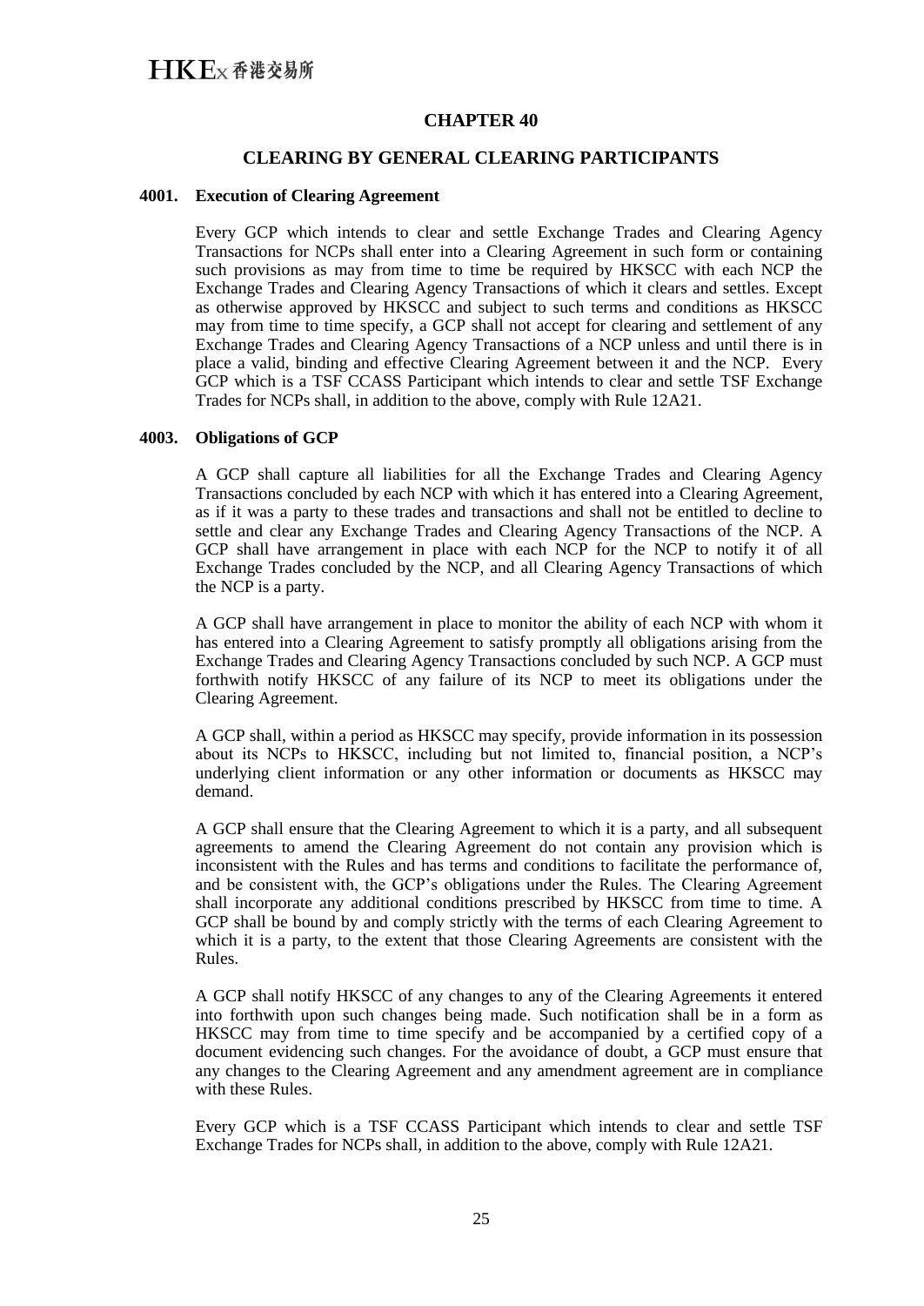# CHAPTER 40

## CLEARING BY GENERAL CLEARING PARTICIPANTS

### 4001. Execution of Clearing Agreement

Every GCP which intends to clear and settle Exchange Trades and Clearing Agency Transactions for NCPs shall enter into a Clearing Agreement in such form or containing such provisions as may from time to time be required by HKSCC with each NCP the Exchange Trades and Clearing Agency Transactions of which it clears and settles. Except as otherwise approved by HKSCC and subject to such terms and conditions as HKSCC may from time to time specify, a GCP shall not accept for clearing and settlement of any Exchange Trades and Clearing Agency Transactions of a NCP unless and until there is in place a valid, binding and effective Clearing Agreement between it and the NCP. Every GCP which is a TSF CCASS Participant which intends to clear and settle TSF Exchange Trades for NCPs shall, in addition to the above, comply with Rule 12A21.

### 4003. Obligations of GCP

A GCP shall capture all liabilities for all the Exchange Trades and Clearing Agency Transactions concluded by each NCP with which it has entered into a Clearing Agreement, as if it was a party to these trades and transactions and shall not be entitled to decline to settle and clear any Exchange Trades and Clearing Agency Transactions of the NCP. A GCP shall have arrangement in place with each NCP for the NCP to notify it of all Exchange Trades concluded by the NCP, and all Clearing Agency Transactions of which the NCP is a party.

A GCP shall have arrangement in place to monitor the ability of each NCP with whom it has entered into a Clearing Agreement to satisfy promptly all obligations arising from the Exchange Trades and Clearing Agency Transactions concluded by such NCP. A GCP must forthwith notify HKSCC of any failure of its NCP to meet its obligations under the Clearing Agreement.

A GCP shall, within a period as HKSCC may specify, provide information in its possession about its NCPs to HKSCC, including but not limited to, financial position, a NCP's underlying client information or any other information or documents as HKSCC may demand.

A GCP shall ensure that the Clearing Agreement to which it is a party, and all subsequent agreements to amend the Clearing Agreement do not contain any provision which is inconsistent with the Rules and has terms and conditions to facilitate the performance of, and be consistent with, the GCP's obligations under the Rules. The Clearing Agreement shall incorporate any additional conditions prescribed by HKSCC from time to time. A GCP shall be bound by and comply strictly with the terms of each Clearing Agreement to which it is a party, to the extent that those Clearing Agreements are consistent with the Rules.

A GCP shall notify HKSCC of any changes to any of the Clearing Agreements it entered into forthwith upon such changes being made. Such notification shall be in a form as HKSCC may from time to time specify and be accompanied by a certified copy of a document evidencing such changes. For the avoidance of doubt, a GCP must ensure that any changes to the Clearing Agreement and any amendment agreement are in compliance with these Rules.

Every GCP which is a TSF CCASS Participant which intends to clear and settle TSF Exchange Trades for NCPs shall, in addition to the above, comply with Rule 12A21.